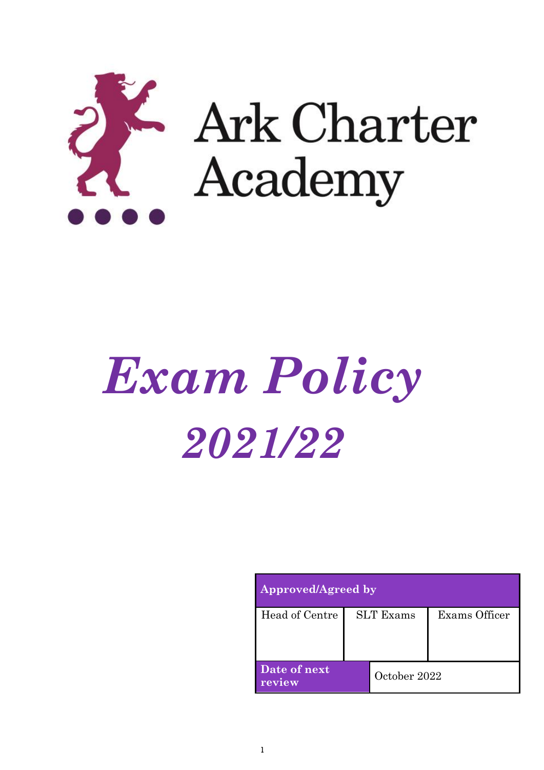Ark Charter Academy

# *Exam Policy*

# *2021/22*

| Approved/Agreed by | | |
|---|---|---|
| Head of Centre | SLT Exams | Exams Officer |
| | | |
| **Date of next review** | October 2022 | |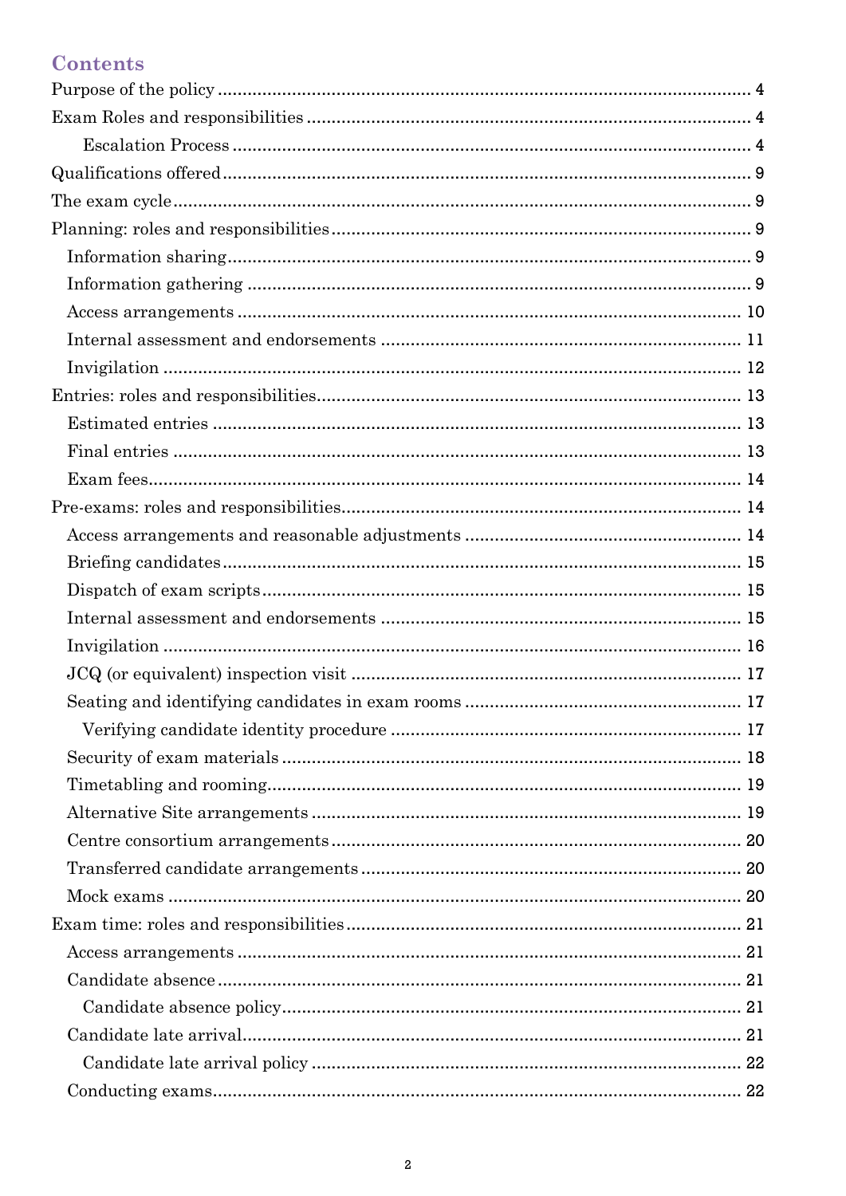## Contents

- Purpose of the policy .......... 4
- Exam Roles and responsibilities .......... 4
  - Escalation Process .......... 4
- Qualifications offered .......... 9
- The exam cycle .......... 9
- Planning: roles and responsibilities .......... 9
  - Information sharing .......... 9
  - Information gathering .......... 9
  - Access arrangements .......... 10
  - Internal assessment and endorsements .......... 11
  - Invigilation .......... 12
- Entries: roles and responsibilities .......... 13
  - Estimated entries .......... 13
  - Final entries .......... 13
  - Exam fees .......... 14
- Pre-exams: roles and responsibilities .......... 14
  - Access arrangements and reasonable adjustments .......... 14
  - Briefing candidates .......... 15
  - Dispatch of exam scripts .......... 15
  - Internal assessment and endorsements .......... 15
  - Invigilation .......... 16
  - JCQ (or equivalent) inspection visit .......... 17
  - Seating and identifying candidates in exam rooms .......... 17
    - Verifying candidate identity procedure .......... 17
  - Security of exam materials .......... 18
  - Timetabling and rooming .......... 19
  - Alternative Site arrangements .......... 19
  - Centre consortium arrangements .......... 20
  - Transferred candidate arrangements .......... 20
  - Mock exams .......... 20
- Exam time: roles and responsibilities .......... 21
  - Access arrangements .......... 21
  - Candidate absence .......... 21
    - Candidate absence policy .......... 21
  - Candidate late arrival .......... 21
    - Candidate late arrival policy .......... 22
  - Conducting exams .......... 22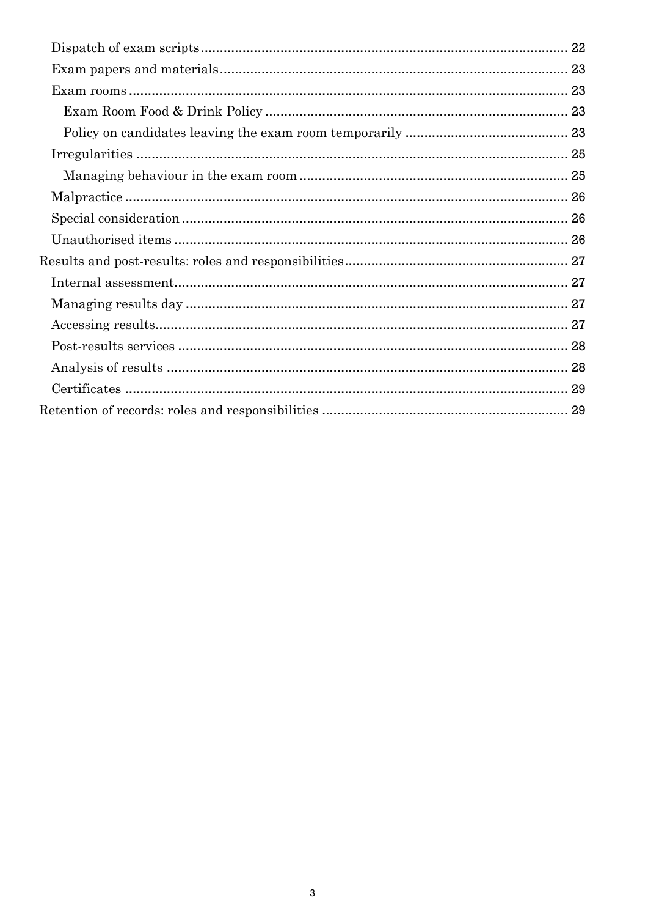- Dispatch of exam scripts ........ 22
- Exam papers and materials ........ 23
- Exam rooms ........ 23
  - Exam Room Food & Drink Policy ........ 23
  - Policy on candidates leaving the exam room temporarily ........ 23
- Irregularities ........ 25
  - Managing behaviour in the exam room ........ 25
- Malpractice ........ 26
- Special consideration ........ 26
- Unauthorised items ........ 26

Results and post-results: roles and responsibilities ........ 27

- Internal assessment ........ 27
- Managing results day ........ 27
- Accessing results ........ 27
- Post-results services ........ 28
- Analysis of results ........ 28
- Certificates ........ 29

Retention of records: roles and responsibilities ........ 29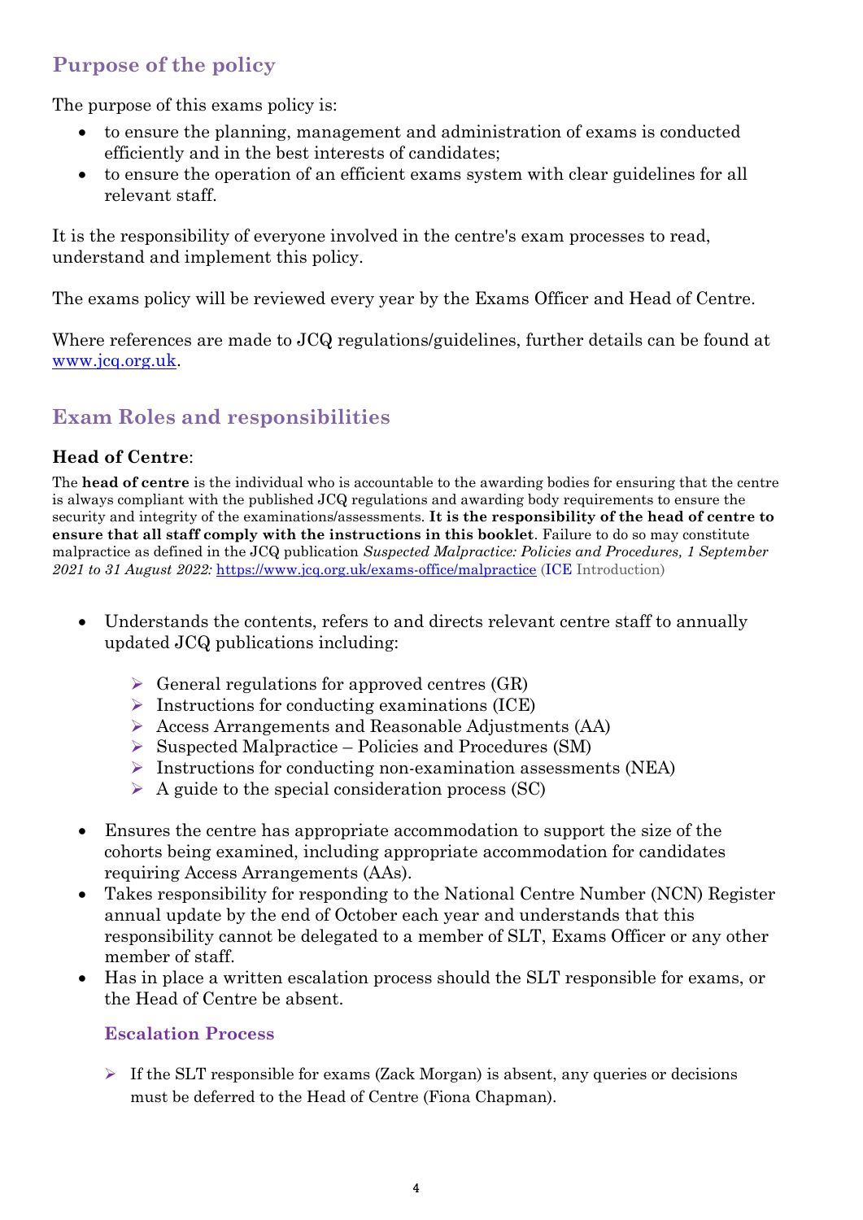## Purpose of the policy

The purpose of this exams policy is:

- to ensure the planning, management and administration of exams is conducted efficiently and in the best interests of candidates;
- to ensure the operation of an efficient exams system with clear guidelines for all relevant staff.

It is the responsibility of everyone involved in the centre's exam processes to read, understand and implement this policy.

The exams policy will be reviewed every year by the Exams Officer and Head of Centre.

Where references are made to JCQ regulations/guidelines, further details can be found at [www.jcq.org.uk](http://www.jcq.org.uk).

## Exam Roles and responsibilities

### Head of Centre:

The **head of centre** is the individual who is accountable to the awarding bodies for ensuring that the centre is always compliant with the published JCQ regulations and awarding body requirements to ensure the security and integrity of the examinations/assessments. **It is the responsibility of the head of centre to ensure that all staff comply with the instructions in this booklet**. Failure to do so may constitute malpractice as defined in the JCQ publication *Suspected Malpractice: Policies and Procedures, 1 September 2021 to 31 August 2022:* [https://www.jcq.org.uk/exams-office/malpractice](https://www.jcq.org.uk/exams-office/malpractice) (ICE Introduction)

- Understands the contents, refers to and directs relevant centre staff to annually updated JCQ publications including:
  - General regulations for approved centres (GR)
  - Instructions for conducting examinations (ICE)
  - Access Arrangements and Reasonable Adjustments (AA)
  - Suspected Malpractice – Policies and Procedures (SM)
  - Instructions for conducting non-examination assessments (NEA)
  - A guide to the special consideration process (SC)
- Ensures the centre has appropriate accommodation to support the size of the cohorts being examined, including appropriate accommodation for candidates requiring Access Arrangements (AAs).
- Takes responsibility for responding to the National Centre Number (NCN) Register annual update by the end of October each year and understands that this responsibility cannot be delegated to a member of SLT, Exams Officer or any other member of staff.
- Has in place a written escalation process should the SLT responsible for exams, or the Head of Centre be absent.

#### Escalation Process

- If the SLT responsible for exams (Zack Morgan) is absent, any queries or decisions must be deferred to the Head of Centre (Fiona Chapman).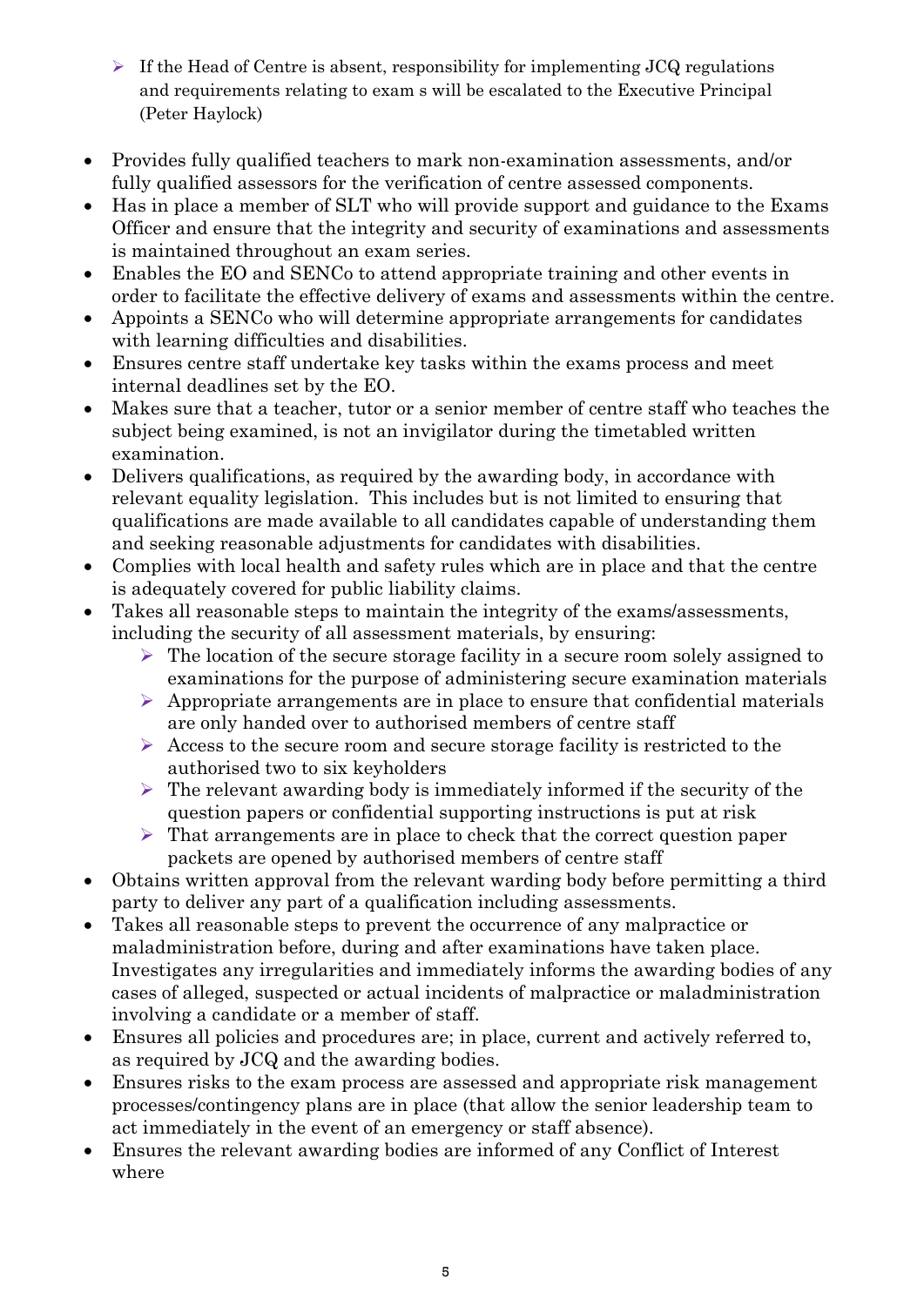- If the Head of Centre is absent, responsibility for implementing JCQ regulations and requirements relating to exam s will be escalated to the Executive Principal (Peter Haylock)

- Provides fully qualified teachers to mark non-examination assessments, and/or fully qualified assessors for the verification of centre assessed components.
- Has in place a member of SLT who will provide support and guidance to the Exams Officer and ensure that the integrity and security of examinations and assessments is maintained throughout an exam series.
- Enables the EO and SENCo to attend appropriate training and other events in order to facilitate the effective delivery of exams and assessments within the centre.
- Appoints a SENCo who will determine appropriate arrangements for candidates with learning difficulties and disabilities.
- Ensures centre staff undertake key tasks within the exams process and meet internal deadlines set by the EO.
- Makes sure that a teacher, tutor or a senior member of centre staff who teaches the subject being examined, is not an invigilator during the timetabled written examination.
- Delivers qualifications, as required by the awarding body, in accordance with relevant equality legislation. This includes but is not limited to ensuring that qualifications are made available to all candidates capable of understanding them and seeking reasonable adjustments for candidates with disabilities.
- Complies with local health and safety rules which are in place and that the centre is adequately covered for public liability claims.
- Takes all reasonable steps to maintain the integrity of the exams/assessments, including the security of all assessment materials, by ensuring:
    - The location of the secure storage facility in a secure room solely assigned to examinations for the purpose of administering secure examination materials
    - Appropriate arrangements are in place to ensure that confidential materials are only handed over to authorised members of centre staff
    - Access to the secure room and secure storage facility is restricted to the authorised two to six keyholders
    - The relevant awarding body is immediately informed if the security of the question papers or confidential supporting instructions is put at risk
    - That arrangements are in place to check that the correct question paper packets are opened by authorised members of centre staff
- Obtains written approval from the relevant warding body before permitting a third party to deliver any part of a qualification including assessments.
- Takes all reasonable steps to prevent the occurrence of any malpractice or maladministration before, during and after examinations have taken place. Investigates any irregularities and immediately informs the awarding bodies of any cases of alleged, suspected or actual incidents of malpractice or maladministration involving a candidate or a member of staff.
- Ensures all policies and procedures are; in place, current and actively referred to, as required by JCQ and the awarding bodies.
- Ensures risks to the exam process are assessed and appropriate risk management processes/contingency plans are in place (that allow the senior leadership team to act immediately in the event of an emergency or staff absence).
- Ensures the relevant awarding bodies are informed of any Conflict of Interest where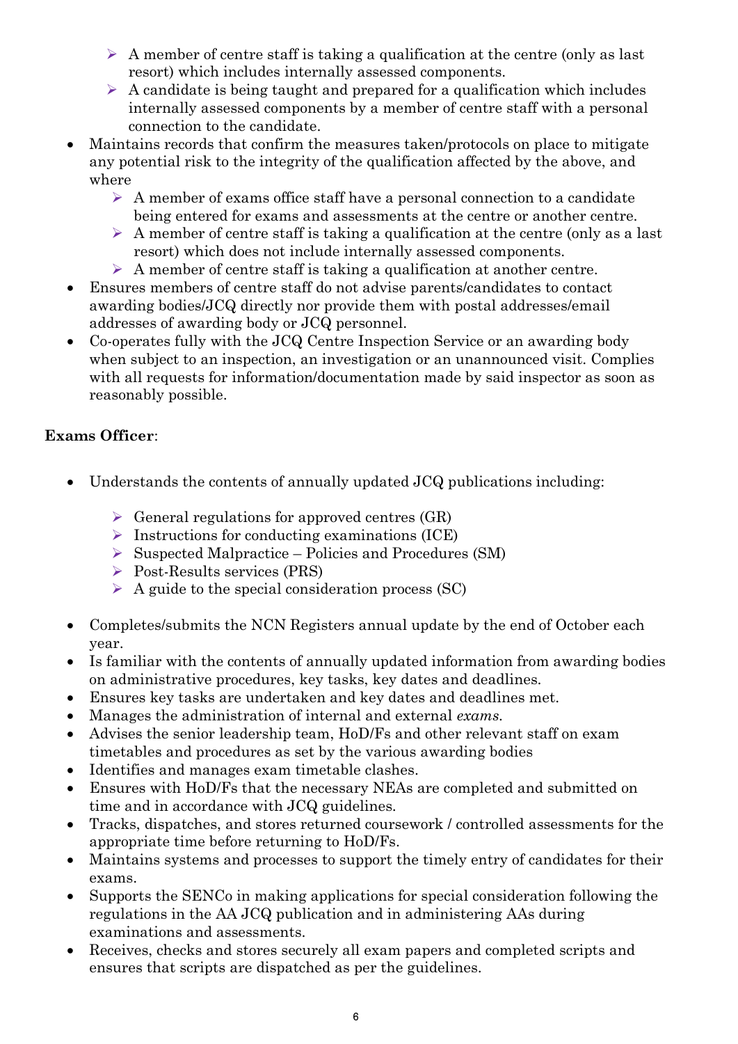- A member of centre staff is taking a qualification at the centre (only as last resort) which includes internally assessed components.
  - A candidate is being taught and prepared for a qualification which includes internally assessed components by a member of centre staff with a personal connection to the candidate.
- Maintains records that confirm the measures taken/protocols on place to mitigate any potential risk to the integrity of the qualification affected by the above, and where
  - A member of exams office staff have a personal connection to a candidate being entered for exams and assessments at the centre or another centre.
  - A member of centre staff is taking a qualification at the centre (only as a last resort) which does not include internally assessed components.
  - A member of centre staff is taking a qualification at another centre.
- Ensures members of centre staff do not advise parents/candidates to contact awarding bodies/JCQ directly nor provide them with postal addresses/email addresses of awarding body or JCQ personnel.
- Co-operates fully with the JCQ Centre Inspection Service or an awarding body when subject to an inspection, an investigation or an unannounced visit. Complies with all requests for information/documentation made by said inspector as soon as reasonably possible.

**Exams Officer**:

- Understands the contents of annually updated JCQ publications including:
  - General regulations for approved centres (GR)
  - Instructions for conducting examinations (ICE)
  - Suspected Malpractice – Policies and Procedures (SM)
  - Post-Results services (PRS)
  - A guide to the special consideration process (SC)
- Completes/submits the NCN Registers annual update by the end of October each year.
- Is familiar with the contents of annually updated information from awarding bodies on administrative procedures, key tasks, key dates and deadlines.
- Ensures key tasks are undertaken and key dates and deadlines met.
- Manages the administration of internal and external *exams.*
- Advises the senior leadership team, HoD/Fs and other relevant staff on exam timetables and procedures as set by the various awarding bodies
- Identifies and manages exam timetable clashes.
- Ensures with HoD/Fs that the necessary NEAs are completed and submitted on time and in accordance with JCQ guidelines.
- Tracks, dispatches, and stores returned coursework / controlled assessments for the appropriate time before returning to HoD/Fs.
- Maintains systems and processes to support the timely entry of candidates for their exams.
- Supports the SENCo in making applications for special consideration following the regulations in the AA JCQ publication and in administering AAs during examinations and assessments.
- Receives, checks and stores securely all exam papers and completed scripts and ensures that scripts are dispatched as per the guidelines.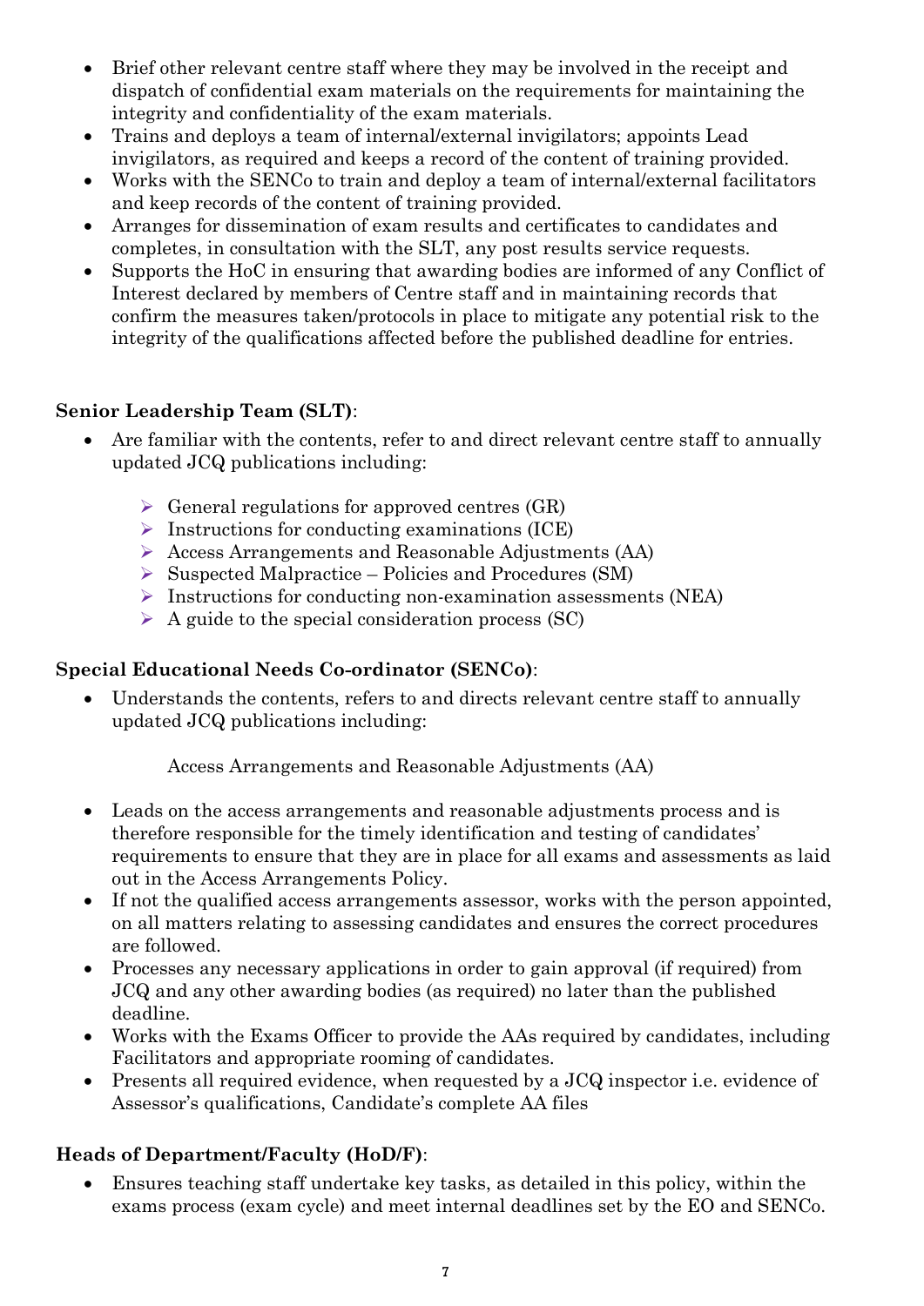- Brief other relevant centre staff where they may be involved in the receipt and dispatch of confidential exam materials on the requirements for maintaining the integrity and confidentiality of the exam materials.
- Trains and deploys a team of internal/external invigilators; appoints Lead invigilators, as required and keeps a record of the content of training provided.
- Works with the SENCo to train and deploy a team of internal/external facilitators and keep records of the content of training provided.
- Arranges for dissemination of exam results and certificates to candidates and completes, in consultation with the SLT, any post results service requests.
- Supports the HoC in ensuring that awarding bodies are informed of any Conflict of Interest declared by members of Centre staff and in maintaining records that confirm the measures taken/protocols in place to mitigate any potential risk to the integrity of the qualifications affected before the published deadline for entries.

**Senior Leadership Team (SLT)**:

- Are familiar with the contents, refer to and direct relevant centre staff to annually updated JCQ publications including:
  - General regulations for approved centres (GR)
  - Instructions for conducting examinations (ICE)
  - Access Arrangements and Reasonable Adjustments (AA)
  - Suspected Malpractice – Policies and Procedures (SM)
  - Instructions for conducting non-examination assessments (NEA)
  - A guide to the special consideration process (SC)

**Special Educational Needs Co-ordinator (SENCo)**:

- Understands the contents, refers to and directs relevant centre staff to annually updated JCQ publications including:

  Access Arrangements and Reasonable Adjustments (AA)

- Leads on the access arrangements and reasonable adjustments process and is therefore responsible for the timely identification and testing of candidates' requirements to ensure that they are in place for all exams and assessments as laid out in the Access Arrangements Policy.
- If not the qualified access arrangements assessor, works with the person appointed, on all matters relating to assessing candidates and ensures the correct procedures are followed.
- Processes any necessary applications in order to gain approval (if required) from JCQ and any other awarding bodies (as required) no later than the published deadline.
- Works with the Exams Officer to provide the AAs required by candidates, including Facilitators and appropriate rooming of candidates.
- Presents all required evidence, when requested by a JCQ inspector i.e. evidence of Assessor's qualifications, Candidate's complete AA files

**Heads of Department/Faculty (HoD/F)**:

- Ensures teaching staff undertake key tasks, as detailed in this policy, within the exams process (exam cycle) and meet internal deadlines set by the EO and SENCo.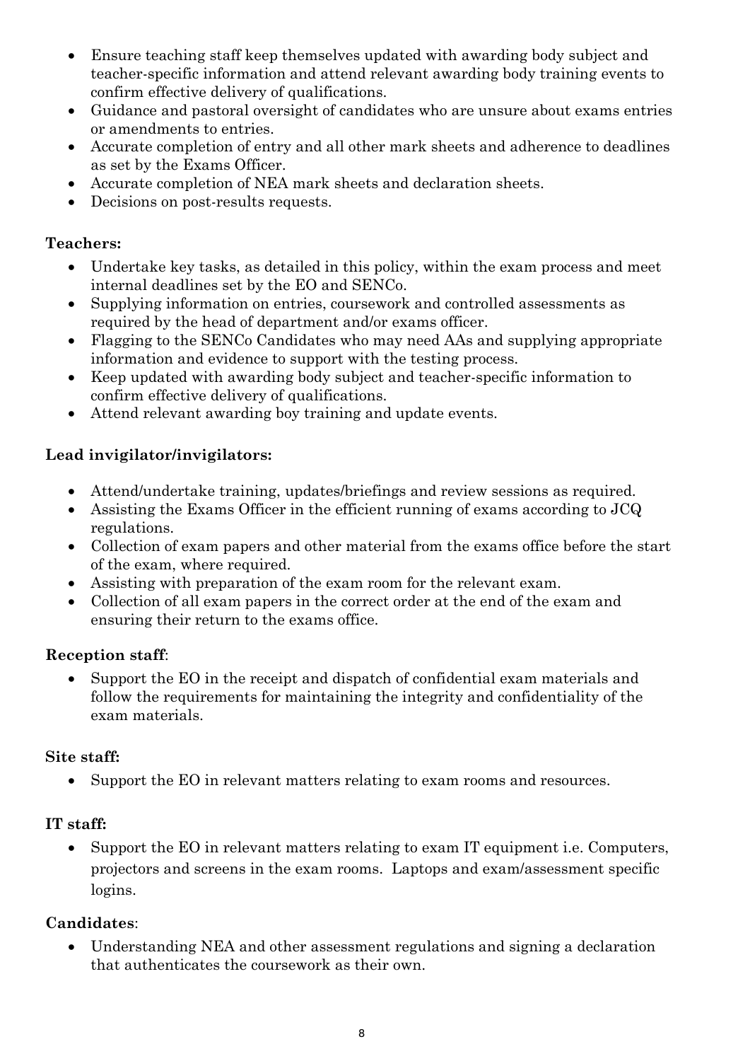- Ensure teaching staff keep themselves updated with awarding body subject and teacher-specific information and attend relevant awarding body training events to confirm effective delivery of qualifications.
- Guidance and pastoral oversight of candidates who are unsure about exams entries or amendments to entries.
- Accurate completion of entry and all other mark sheets and adherence to deadlines as set by the Exams Officer.
- Accurate completion of NEA mark sheets and declaration sheets.
- Decisions on post-results requests.

**Teachers:**

- Undertake key tasks, as detailed in this policy, within the exam process and meet internal deadlines set by the EO and SENCo.
- Supplying information on entries, coursework and controlled assessments as required by the head of department and/or exams officer.
- Flagging to the SENCo Candidates who may need AAs and supplying appropriate information and evidence to support with the testing process.
- Keep updated with awarding body subject and teacher-specific information to confirm effective delivery of qualifications.
- Attend relevant awarding boy training and update events.

**Lead invigilator/invigilators:**

- Attend/undertake training, updates/briefings and review sessions as required.
- Assisting the Exams Officer in the efficient running of exams according to JCQ regulations.
- Collection of exam papers and other material from the exams office before the start of the exam, where required.
- Assisting with preparation of the exam room for the relevant exam.
- Collection of all exam papers in the correct order at the end of the exam and ensuring their return to the exams office.

**Reception staff**:

- Support the EO in the receipt and dispatch of confidential exam materials and follow the requirements for maintaining the integrity and confidentiality of the exam materials.

**Site staff:**

- Support the EO in relevant matters relating to exam rooms and resources.

**IT staff:**

- Support the EO in relevant matters relating to exam IT equipment i.e. Computers, projectors and screens in the exam rooms. Laptops and exam/assessment specific logins.

**Candidates**:

- Understanding NEA and other assessment regulations and signing a declaration that authenticates the coursework as their own.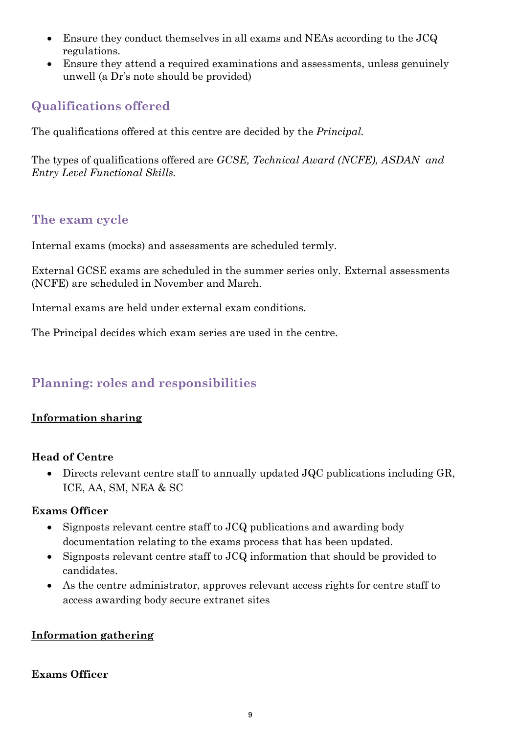- Ensure they conduct themselves in all exams and NEAs according to the JCQ regulations.
- Ensure they attend a required examinations and assessments, unless genuinely unwell (a Dr's note should be provided)

## Qualifications offered

The qualifications offered at this centre are decided by the *Principal.*

The types of qualifications offered are *GCSE, Technical Award (NCFE), ASDAN and Entry Level Functional Skills.*

## The exam cycle

Internal exams (mocks) and assessments are scheduled termly.

External GCSE exams are scheduled in the summer series only. External assessments (NCFE) are scheduled in November and March.

Internal exams are held under external exam conditions.

The Principal decides which exam series are used in the centre.

## Planning: roles and responsibilities

### Information sharing

**Head of Centre**

- Directs relevant centre staff to annually updated JQC publications including GR, ICE, AA, SM, NEA & SC

**Exams Officer**

- Signposts relevant centre staff to JCQ publications and awarding body documentation relating to the exams process that has been updated.
- Signposts relevant centre staff to JCQ information that should be provided to candidates.
- As the centre administrator, approves relevant access rights for centre staff to access awarding body secure extranet sites

### Information gathering

**Exams Officer**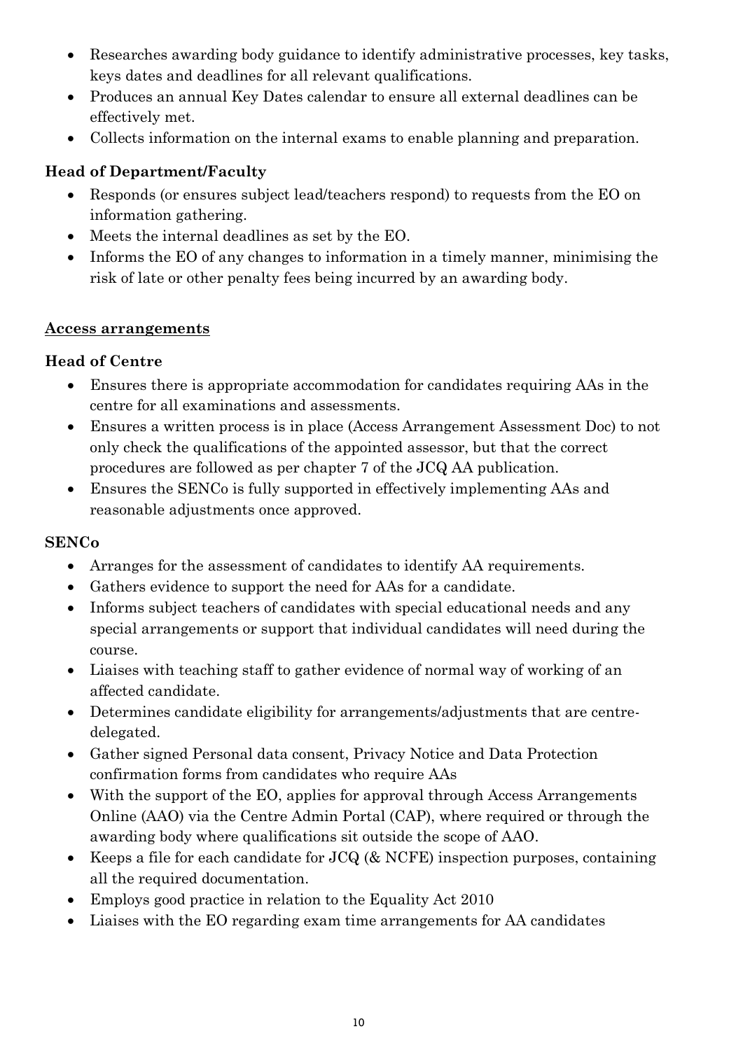- Researches awarding body guidance to identify administrative processes, key tasks, keys dates and deadlines for all relevant qualifications.
- Produces an annual Key Dates calendar to ensure all external deadlines can be effectively met.
- Collects information on the internal exams to enable planning and preparation.

**Head of Department/Faculty**

- Responds (or ensures subject lead/teachers respond) to requests from the EO on information gathering.
- Meets the internal deadlines as set by the EO.
- Informs the EO of any changes to information in a timely manner, minimising the risk of late or other penalty fees being incurred by an awarding body.

**<u>Access arrangements</u>**

**Head of Centre**

- Ensures there is appropriate accommodation for candidates requiring AAs in the centre for all examinations and assessments.
- Ensures a written process is in place (Access Arrangement Assessment Doc) to not only check the qualifications of the appointed assessor, but that the correct procedures are followed as per chapter 7 of the JCQ AA publication.
- Ensures the SENCo is fully supported in effectively implementing AAs and reasonable adjustments once approved.

**SENCo**

- Arranges for the assessment of candidates to identify AA requirements.
- Gathers evidence to support the need for AAs for a candidate.
- Informs subject teachers of candidates with special educational needs and any special arrangements or support that individual candidates will need during the course.
- Liaises with teaching staff to gather evidence of normal way of working of an affected candidate.
- Determines candidate eligibility for arrangements/adjustments that are centre-delegated.
- Gather signed Personal data consent, Privacy Notice and Data Protection confirmation forms from candidates who require AAs
- With the support of the EO, applies for approval through Access Arrangements Online (AAO) via the Centre Admin Portal (CAP), where required or through the awarding body where qualifications sit outside the scope of AAO.
- Keeps a file for each candidate for JCQ (& NCFE) inspection purposes, containing all the required documentation.
- Employs good practice in relation to the Equality Act 2010
- Liaises with the EO regarding exam time arrangements for AA candidates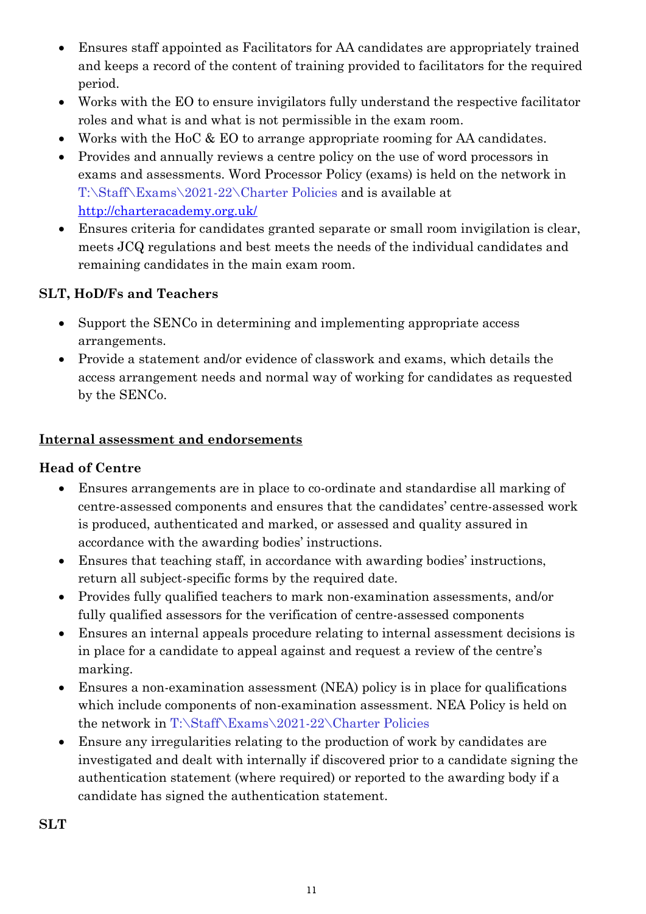- Ensures staff appointed as Facilitators for AA candidates are appropriately trained and keeps a record of the content of training provided to facilitators for the required period.
- Works with the EO to ensure invigilators fully understand the respective facilitator roles and what is and what is not permissible in the exam room.
- Works with the HoC & EO to arrange appropriate rooming for AA candidates.
- Provides and annually reviews a centre policy on the use of word processors in exams and assessments. Word Processor Policy (exams) is held on the network in T:\Staff\Exams\2021-22\Charter Policies and is available at http://charteracademy.org.uk/
- Ensures criteria for candidates granted separate or small room invigilation is clear, meets JCQ regulations and best meets the needs of the individual candidates and remaining candidates in the main exam room.

**SLT, HoD/Fs and Teachers**

- Support the SENCo in determining and implementing appropriate access arrangements.
- Provide a statement and/or evidence of classwork and exams, which details the access arrangement needs and normal way of working for candidates as requested by the SENCo.

**Internal assessment and endorsements**

**Head of Centre**

- Ensures arrangements are in place to co-ordinate and standardise all marking of centre-assessed components and ensures that the candidates' centre-assessed work is produced, authenticated and marked, or assessed and quality assured in accordance with the awarding bodies' instructions.
- Ensures that teaching staff, in accordance with awarding bodies' instructions, return all subject-specific forms by the required date.
- Provides fully qualified teachers to mark non-examination assessments, and/or fully qualified assessors for the verification of centre-assessed components
- Ensures an internal appeals procedure relating to internal assessment decisions is in place for a candidate to appeal against and request a review of the centre's marking.
- Ensures a non-examination assessment (NEA) policy is in place for qualifications which include components of non-examination assessment. NEA Policy is held on the network in T:\Staff\Exams\2021-22\Charter Policies
- Ensure any irregularities relating to the production of work by candidates are investigated and dealt with internally if discovered prior to a candidate signing the authentication statement (where required) or reported to the awarding body if a candidate has signed the authentication statement.

**SLT**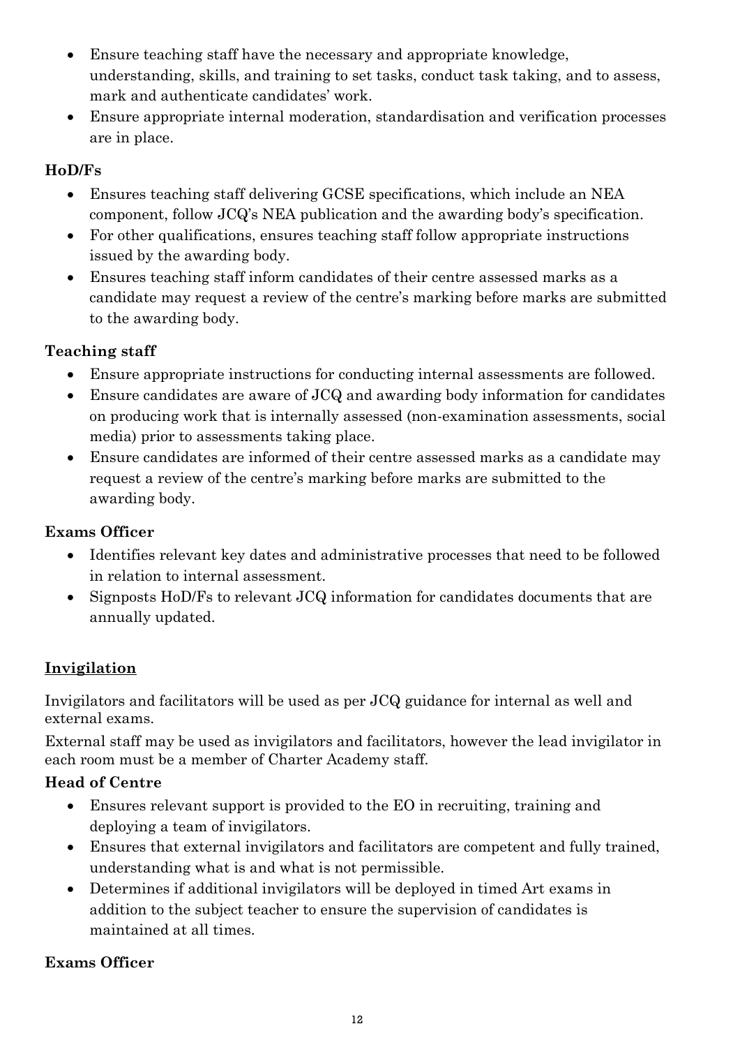- Ensure teaching staff have the necessary and appropriate knowledge, understanding, skills, and training to set tasks, conduct task taking, and to assess, mark and authenticate candidates' work.
- Ensure appropriate internal moderation, standardisation and verification processes are in place.

**HoD/Fs**

- Ensures teaching staff delivering GCSE specifications, which include an NEA component, follow JCQ's NEA publication and the awarding body's specification.
- For other qualifications, ensures teaching staff follow appropriate instructions issued by the awarding body.
- Ensures teaching staff inform candidates of their centre assessed marks as a candidate may request a review of the centre's marking before marks are submitted to the awarding body.

**Teaching staff**

- Ensure appropriate instructions for conducting internal assessments are followed.
- Ensure candidates are aware of JCQ and awarding body information for candidates on producing work that is internally assessed (non-examination assessments, social media) prior to assessments taking place.
- Ensure candidates are informed of their centre assessed marks as a candidate may request a review of the centre's marking before marks are submitted to the awarding body.

**Exams Officer**

- Identifies relevant key dates and administrative processes that need to be followed in relation to internal assessment.
- Signposts HoD/Fs to relevant JCQ information for candidates documents that are annually updated.

## Invigilation

Invigilators and facilitators will be used as per JCQ guidance for internal as well and external exams.

External staff may be used as invigilators and facilitators, however the lead invigilator in each room must be a member of Charter Academy staff.

**Head of Centre**

- Ensures relevant support is provided to the EO in recruiting, training and deploying a team of invigilators.
- Ensures that external invigilators and facilitators are competent and fully trained, understanding what is and what is not permissible.
- Determines if additional invigilators will be deployed in timed Art exams in addition to the subject teacher to ensure the supervision of candidates is maintained at all times.

**Exams Officer**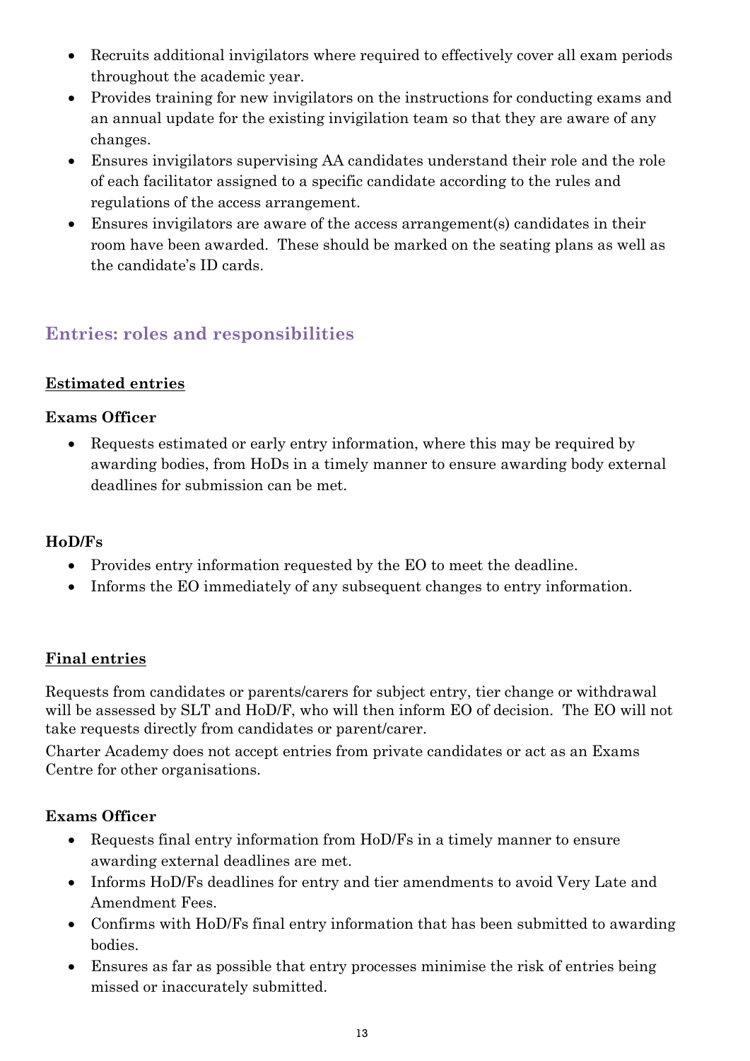- Recruits additional invigilators where required to effectively cover all exam periods throughout the academic year.
- Provides training for new invigilators on the instructions for conducting exams and an annual update for the existing invigilation team so that they are aware of any changes.
- Ensures invigilators supervising AA candidates understand their role and the role of each facilitator assigned to a specific candidate according to the rules and regulations of the access arrangement.
- Ensures invigilators are aware of the access arrangement(s) candidates in their room have been awarded. These should be marked on the seating plans as well as the candidate's ID cards.

## Entries: roles and responsibilities

### Estimated entries

**Exams Officer**

- Requests estimated or early entry information, where this may be required by awarding bodies, from HoDs in a timely manner to ensure awarding body external deadlines for submission can be met.

**HoD/Fs**

- Provides entry information requested by the EO to meet the deadline.
- Informs the EO immediately of any subsequent changes to entry information.

### Final entries

Requests from candidates or parents/carers for subject entry, tier change or withdrawal will be assessed by SLT and HoD/F, who will then inform EO of decision. The EO will not take requests directly from candidates or parent/carer.

Charter Academy does not accept entries from private candidates or act as an Exams Centre for other organisations.

**Exams Officer**

- Requests final entry information from HoD/Fs in a timely manner to ensure awarding external deadlines are met.
- Informs HoD/Fs deadlines for entry and tier amendments to avoid Very Late and Amendment Fees.
- Confirms with HoD/Fs final entry information that has been submitted to awarding bodies.
- Ensures as far as possible that entry processes minimise the risk of entries being missed or inaccurately submitted.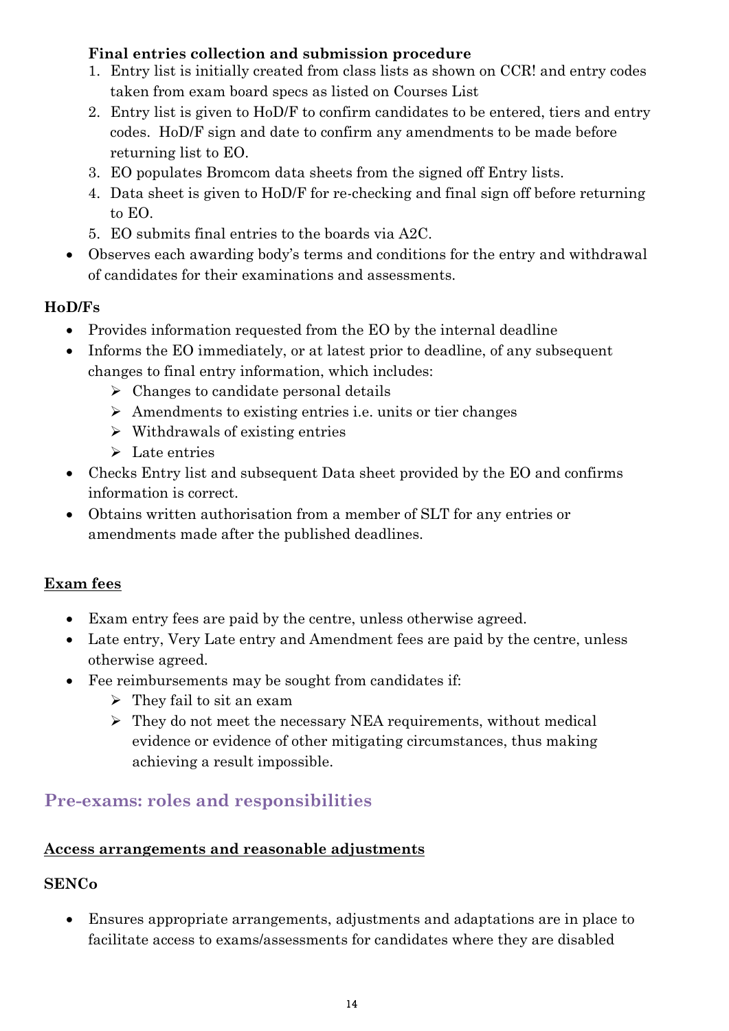**Final entries collection and submission procedure**

1. Entry list is initially created from class lists as shown on CCR! and entry codes taken from exam board specs as listed on Courses List
2. Entry list is given to HoD/F to confirm candidates to be entered, tiers and entry codes. HoD/F sign and date to confirm any amendments to be made before returning list to EO.
3. EO populates Bromcom data sheets from the signed off Entry lists.
4. Data sheet is given to HoD/F for re-checking and final sign off before returning to EO.
5. EO submits final entries to the boards via A2C.

- Observes each awarding body's terms and conditions for the entry and withdrawal of candidates for their examinations and assessments.

**HoD/Fs**

- Provides information requested from the EO by the internal deadline
- Informs the EO immediately, or at latest prior to deadline, of any subsequent changes to final entry information, which includes:
  - Changes to candidate personal details
  - Amendments to existing entries i.e. units or tier changes
  - Withdrawals of existing entries
  - Late entries
- Checks Entry list and subsequent Data sheet provided by the EO and confirms information is correct.
- Obtains written authorisation from a member of SLT for any entries or amendments made after the published deadlines.

**Exam fees**

- Exam entry fees are paid by the centre, unless otherwise agreed.
- Late entry, Very Late entry and Amendment fees are paid by the centre, unless otherwise agreed.
- Fee reimbursements may be sought from candidates if:
  - They fail to sit an exam
  - They do not meet the necessary NEA requirements, without medical evidence or evidence of other mitigating circumstances, thus making achieving a result impossible.

## Pre-exams: roles and responsibilities

**Access arrangements and reasonable adjustments**

**SENCo**

- Ensures appropriate arrangements, adjustments and adaptations are in place to facilitate access to exams/assessments for candidates where they are disabled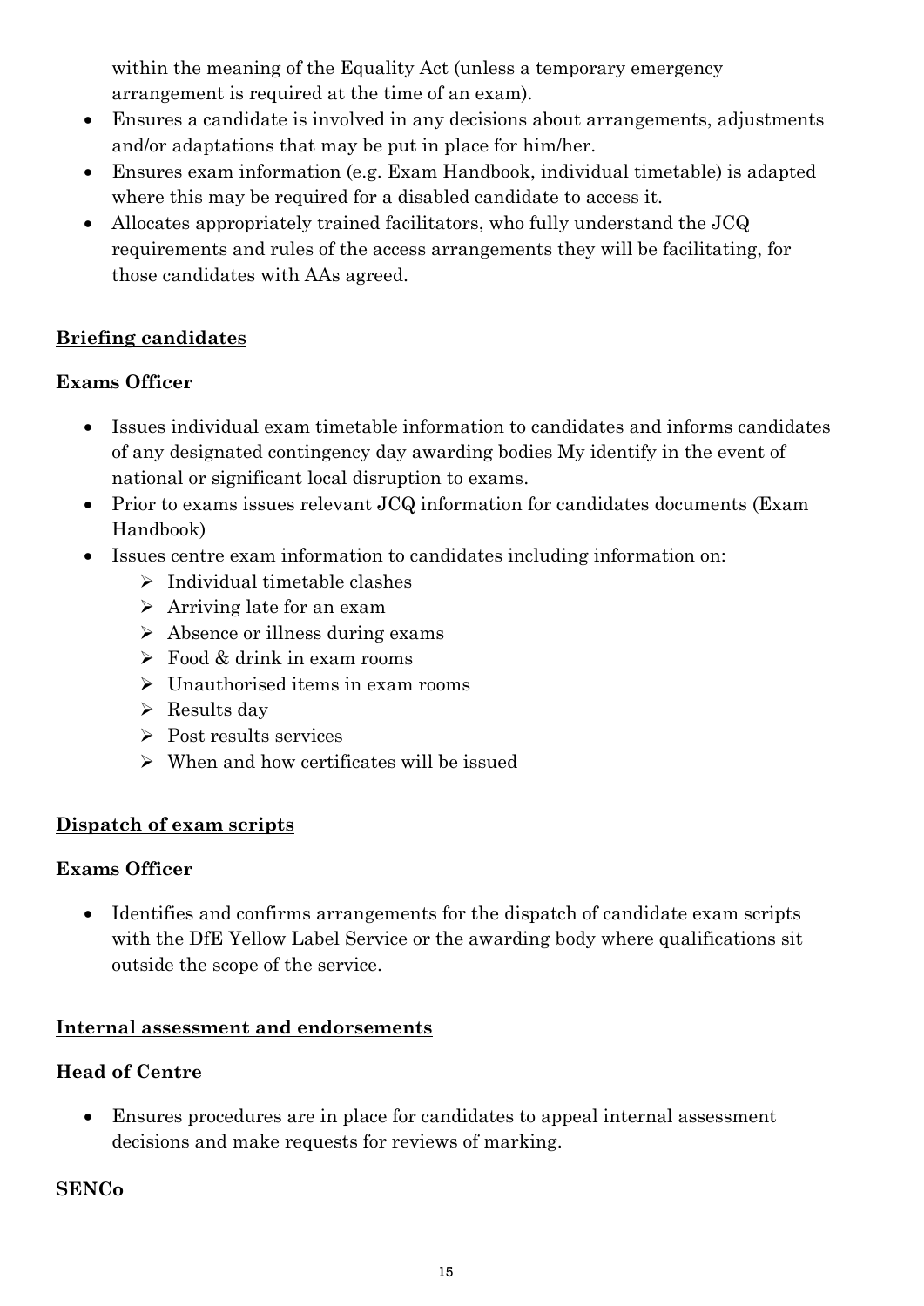within the meaning of the Equality Act (unless a temporary emergency arrangement is required at the time of an exam).

- Ensures a candidate is involved in any decisions about arrangements, adjustments and/or adaptations that may be put in place for him/her.
- Ensures exam information (e.g. Exam Handbook, individual timetable) is adapted where this may be required for a disabled candidate to access it.
- Allocates appropriately trained facilitators, who fully understand the JCQ requirements and rules of the access arrangements they will be facilitating, for those candidates with AAs agreed.

## Briefing candidates

**Exams Officer**

- Issues individual exam timetable information to candidates and informs candidates of any designated contingency day awarding bodies My identify in the event of national or significant local disruption to exams.
- Prior to exams issues relevant JCQ information for candidates documents (Exam Handbook)
- Issues centre exam information to candidates including information on:
  - Individual timetable clashes
  - Arriving late for an exam
  - Absence or illness during exams
  - Food & drink in exam rooms
  - Unauthorised items in exam rooms
  - Results day
  - Post results services
  - When and how certificates will be issued

## Dispatch of exam scripts

**Exams Officer**

- Identifies and confirms arrangements for the dispatch of candidate exam scripts with the DfE Yellow Label Service or the awarding body where qualifications sit outside the scope of the service.

## Internal assessment and endorsements

**Head of Centre**

- Ensures procedures are in place for candidates to appeal internal assessment decisions and make requests for reviews of marking.

**SENCo**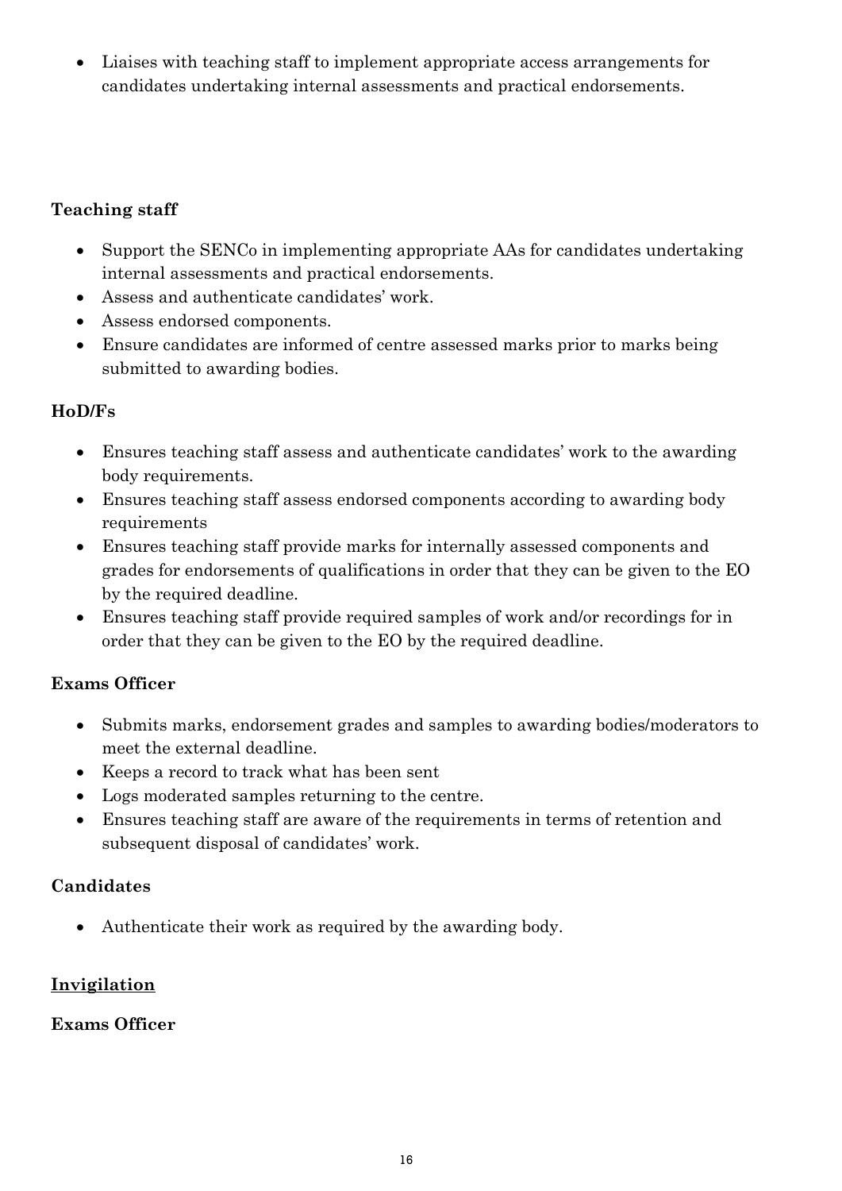- Liaises with teaching staff to implement appropriate access arrangements for candidates undertaking internal assessments and practical endorsements.

**Teaching staff**

- Support the SENCo in implementing appropriate AAs for candidates undertaking internal assessments and practical endorsements.
- Assess and authenticate candidates' work.
- Assess endorsed components.
- Ensure candidates are informed of centre assessed marks prior to marks being submitted to awarding bodies.

**HoD/Fs**

- Ensures teaching staff assess and authenticate candidates' work to the awarding body requirements.
- Ensures teaching staff assess endorsed components according to awarding body requirements
- Ensures teaching staff provide marks for internally assessed components and grades for endorsements of qualifications in order that they can be given to the EO by the required deadline.
- Ensures teaching staff provide required samples of work and/or recordings for in order that they can be given to the EO by the required deadline.

**Exams Officer**

- Submits marks, endorsement grades and samples to awarding bodies/moderators to meet the external deadline.
- Keeps a record to track what has been sent
- Logs moderated samples returning to the centre.
- Ensures teaching staff are aware of the requirements in terms of retention and subsequent disposal of candidates' work.

**Candidates**

- Authenticate their work as required by the awarding body.

**<u>Invigilation</u>**

**Exams Officer**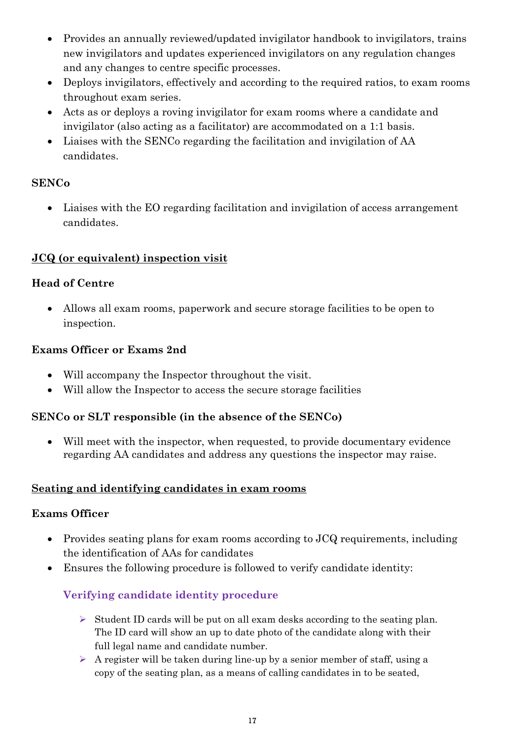- Provides an annually reviewed/updated invigilator handbook to invigilators, trains new invigilators and updates experienced invigilators on any regulation changes and any changes to centre specific processes.
- Deploys invigilators, effectively and according to the required ratios, to exam rooms throughout exam series.
- Acts as or deploys a roving invigilator for exam rooms where a candidate and invigilator (also acting as a facilitator) are accommodated on a 1:1 basis.
- Liaises with the SENCo regarding the facilitation and invigilation of AA candidates.

**SENCo**

- Liaises with the EO regarding facilitation and invigilation of access arrangement candidates.

## JCQ (or equivalent) inspection visit

**Head of Centre**

- Allows all exam rooms, paperwork and secure storage facilities to be open to inspection.

**Exams Officer or Exams 2nd**

- Will accompany the Inspector throughout the visit.
- Will allow the Inspector to access the secure storage facilities

**SENCo or SLT responsible (in the absence of the SENCo)**

- Will meet with the inspector, when requested, to provide documentary evidence regarding AA candidates and address any questions the inspector may raise.

## Seating and identifying candidates in exam rooms

**Exams Officer**

- Provides seating plans for exam rooms according to JCQ requirements, including the identification of AAs for candidates
- Ensures the following procedure is followed to verify candidate identity:

### Verifying candidate identity procedure

- Student ID cards will be put on all exam desks according to the seating plan. The ID card will show an up to date photo of the candidate along with their full legal name and candidate number.
- A register will be taken during line-up by a senior member of staff, using a copy of the seating plan, as a means of calling candidates in to be seated,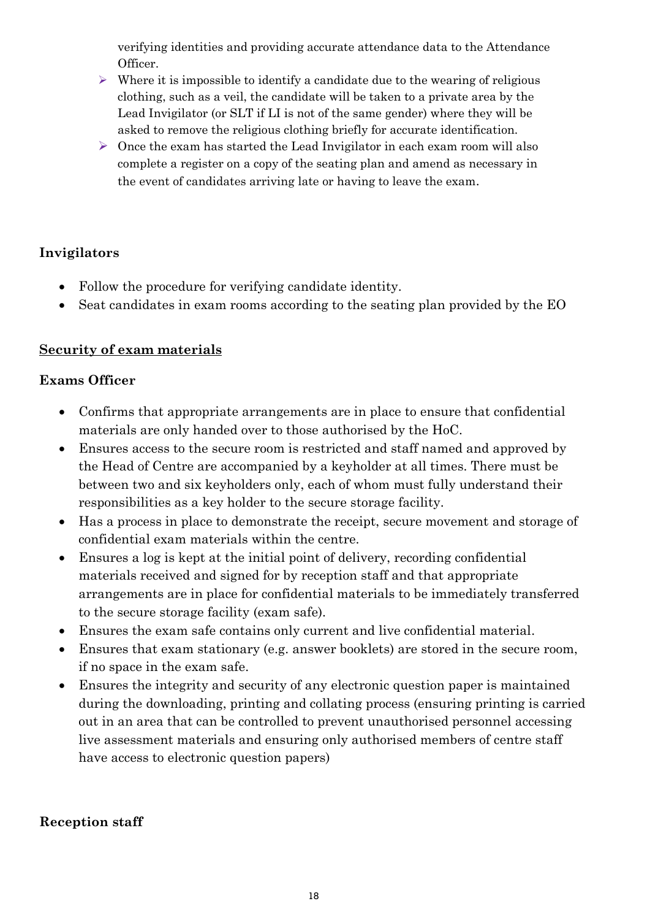verifying identities and providing accurate attendance data to the Attendance Officer.

- Where it is impossible to identify a candidate due to the wearing of religious clothing, such as a veil, the candidate will be taken to a private area by the Lead Invigilator (or SLT if LI is not of the same gender) where they will be asked to remove the religious clothing briefly for accurate identification.
- Once the exam has started the Lead Invigilator in each exam room will also complete a register on a copy of the seating plan and amend as necessary in the event of candidates arriving late or having to leave the exam.

**Invigilators**

- Follow the procedure for verifying candidate identity.
- Seat candidates in exam rooms according to the seating plan provided by the EO

**Security of exam materials**

**Exams Officer**

- Confirms that appropriate arrangements are in place to ensure that confidential materials are only handed over to those authorised by the HoC.
- Ensures access to the secure room is restricted and staff named and approved by the Head of Centre are accompanied by a keyholder at all times. There must be between two and six keyholders only, each of whom must fully understand their responsibilities as a key holder to the secure storage facility.
- Has a process in place to demonstrate the receipt, secure movement and storage of confidential exam materials within the centre.
- Ensures a log is kept at the initial point of delivery, recording confidential materials received and signed for by reception staff and that appropriate arrangements are in place for confidential materials to be immediately transferred to the secure storage facility (exam safe).
- Ensures the exam safe contains only current and live confidential material.
- Ensures that exam stationary (e.g. answer booklets) are stored in the secure room, if no space in the exam safe.
- Ensures the integrity and security of any electronic question paper is maintained during the downloading, printing and collating process (ensuring printing is carried out in an area that can be controlled to prevent unauthorised personnel accessing live assessment materials and ensuring only authorised members of centre staff have access to electronic question papers)

**Reception staff**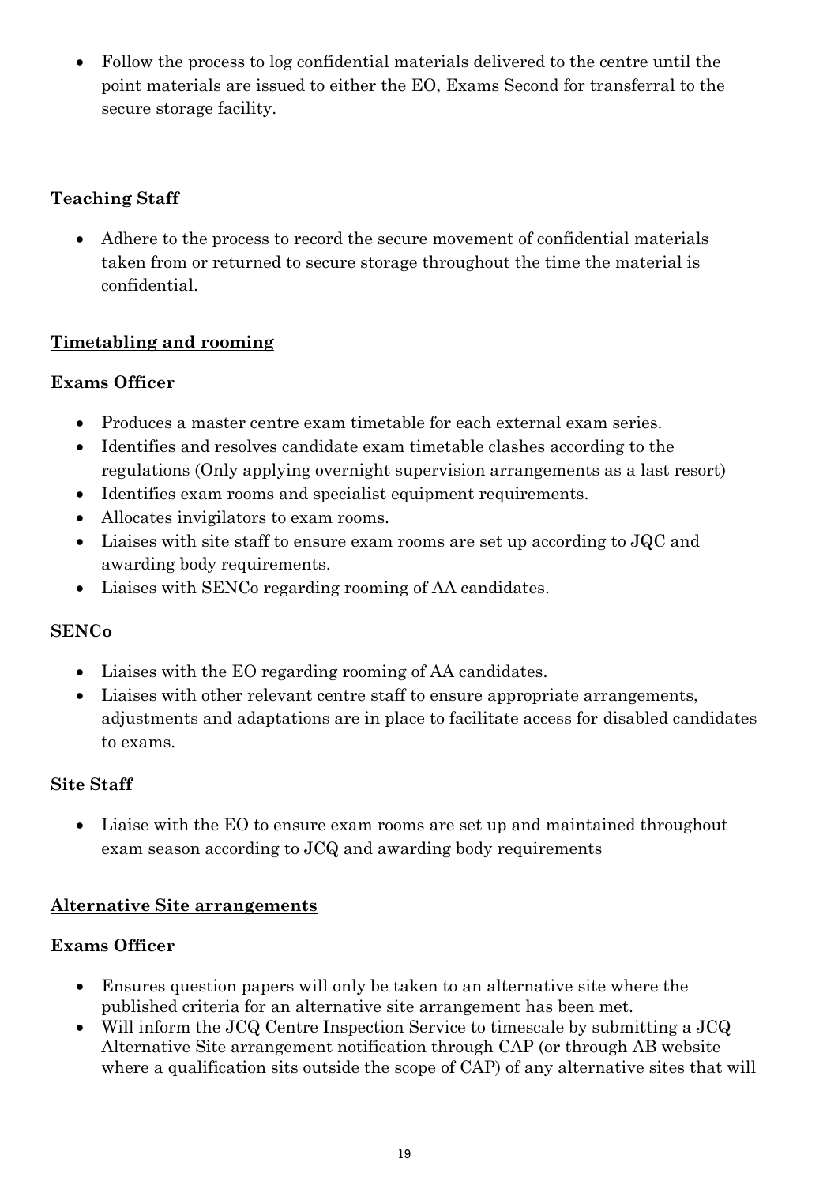- Follow the process to log confidential materials delivered to the centre until the point materials are issued to either the EO, Exams Second for transferral to the secure storage facility.

**Teaching Staff**

- Adhere to the process to record the secure movement of confidential materials taken from or returned to secure storage throughout the time the material is confidential.

## Timetabling and rooming

**Exams Officer**

- Produces a master centre exam timetable for each external exam series.
- Identifies and resolves candidate exam timetable clashes according to the regulations (Only applying overnight supervision arrangements as a last resort)
- Identifies exam rooms and specialist equipment requirements.
- Allocates invigilators to exam rooms.
- Liaises with site staff to ensure exam rooms are set up according to JQC and awarding body requirements.
- Liaises with SENCo regarding rooming of AA candidates.

**SENCo**

- Liaises with the EO regarding rooming of AA candidates.
- Liaises with other relevant centre staff to ensure appropriate arrangements, adjustments and adaptations are in place to facilitate access for disabled candidates to exams.

**Site Staff**

- Liaise with the EO to ensure exam rooms are set up and maintained throughout exam season according to JCQ and awarding body requirements

## Alternative Site arrangements

**Exams Officer**

- Ensures question papers will only be taken to an alternative site where the published criteria for an alternative site arrangement has been met.
- Will inform the JCQ Centre Inspection Service to timescale by submitting a JCQ Alternative Site arrangement notification through CAP (or through AB website where a qualification sits outside the scope of CAP) of any alternative sites that will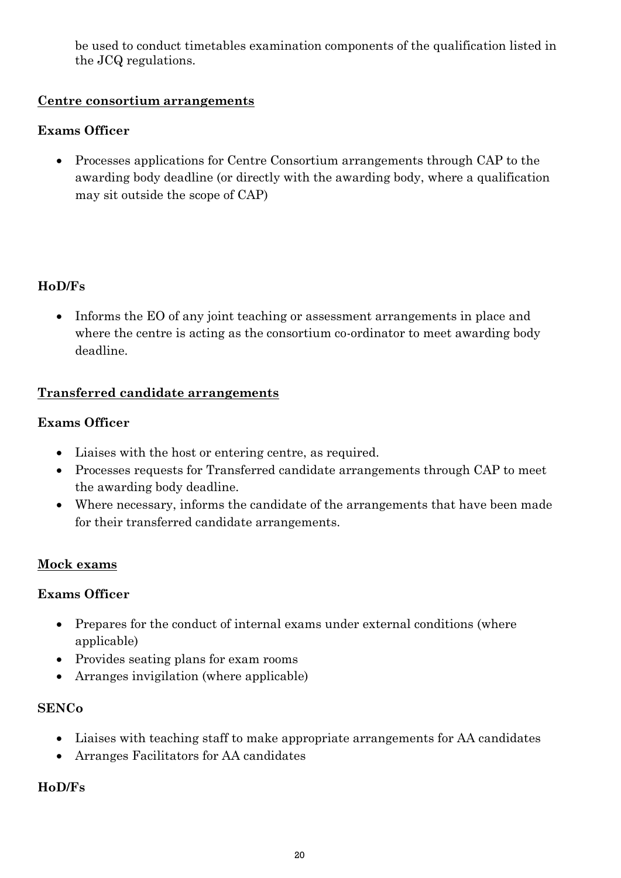be used to conduct timetables examination components of the qualification listed in the JCQ regulations.

## Centre consortium arrangements

**Exams Officer**

- Processes applications for Centre Consortium arrangements through CAP to the awarding body deadline (or directly with the awarding body, where a qualification may sit outside the scope of CAP)

**HoD/Fs**

- Informs the EO of any joint teaching or assessment arrangements in place and where the centre is acting as the consortium co-ordinator to meet awarding body deadline.

## Transferred candidate arrangements

**Exams Officer**

- Liaises with the host or entering centre, as required.
- Processes requests for Transferred candidate arrangements through CAP to meet the awarding body deadline.
- Where necessary, informs the candidate of the arrangements that have been made for their transferred candidate arrangements.

## Mock exams

**Exams Officer**

- Prepares for the conduct of internal exams under external conditions (where applicable)
- Provides seating plans for exam rooms
- Arranges invigilation (where applicable)

**SENCo**

- Liaises with teaching staff to make appropriate arrangements for AA candidates
- Arranges Facilitators for AA candidates

**HoD/Fs**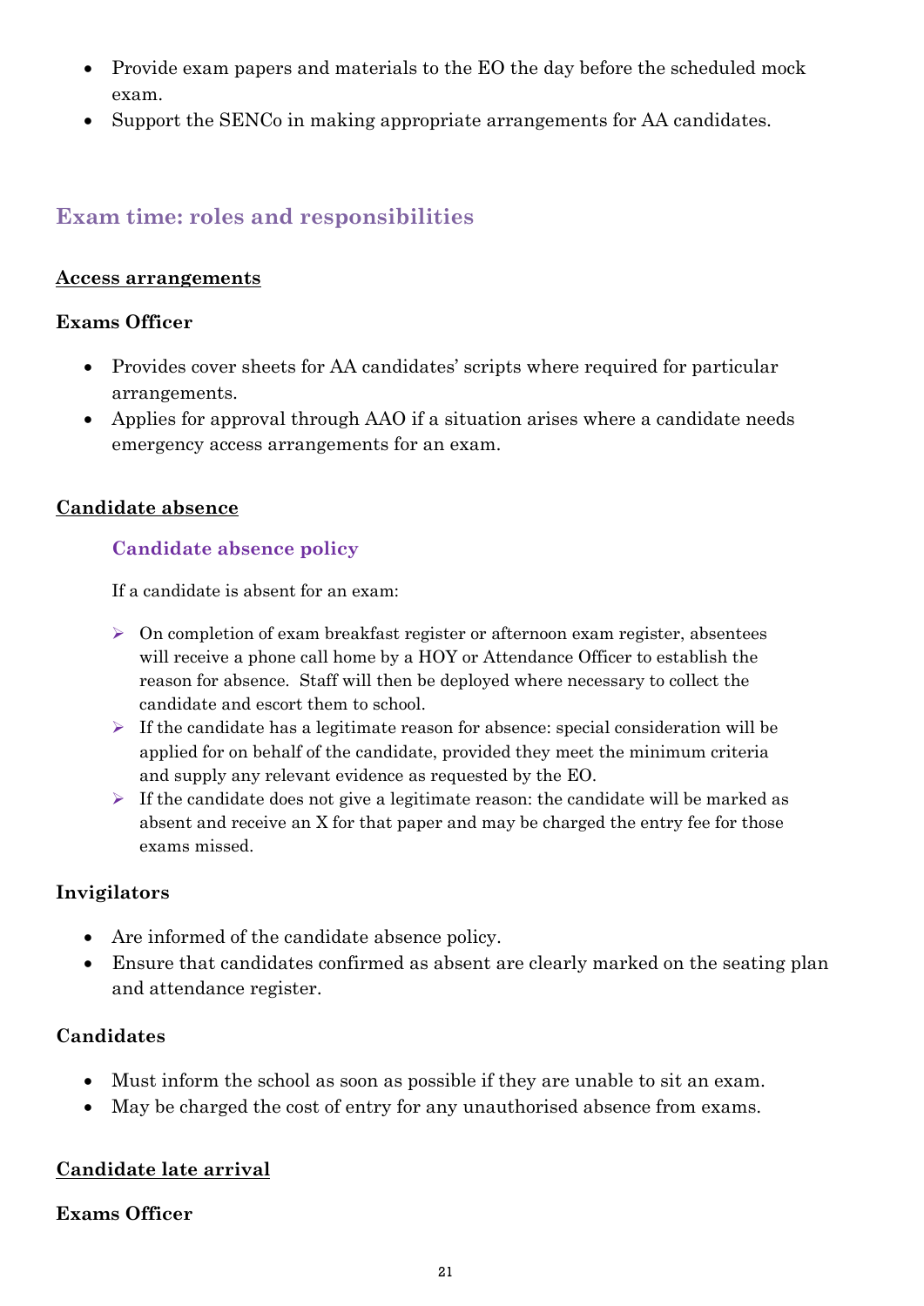- Provide exam papers and materials to the EO the day before the scheduled mock exam.
- Support the SENCo in making appropriate arrangements for AA candidates.

## Exam time: roles and responsibilities

**Access arrangements**

**Exams Officer**

- Provides cover sheets for AA candidates' scripts where required for particular arrangements.
- Applies for approval through AAO if a situation arises where a candidate needs emergency access arrangements for an exam.

**Candidate absence**

### Candidate absence policy

If a candidate is absent for an exam:

- On completion of exam breakfast register or afternoon exam register, absentees will receive a phone call home by a HOY or Attendance Officer to establish the reason for absence. Staff will then be deployed where necessary to collect the candidate and escort them to school.
- If the candidate has a legitimate reason for absence: special consideration will be applied for on behalf of the candidate, provided they meet the minimum criteria and supply any relevant evidence as requested by the EO.
- If the candidate does not give a legitimate reason: the candidate will be marked as absent and receive an X for that paper and may be charged the entry fee for those exams missed.

**Invigilators**

- Are informed of the candidate absence policy.
- Ensure that candidates confirmed as absent are clearly marked on the seating plan and attendance register.

**Candidates**

- Must inform the school as soon as possible if they are unable to sit an exam.
- May be charged the cost of entry for any unauthorised absence from exams.

**Candidate late arrival**

**Exams Officer**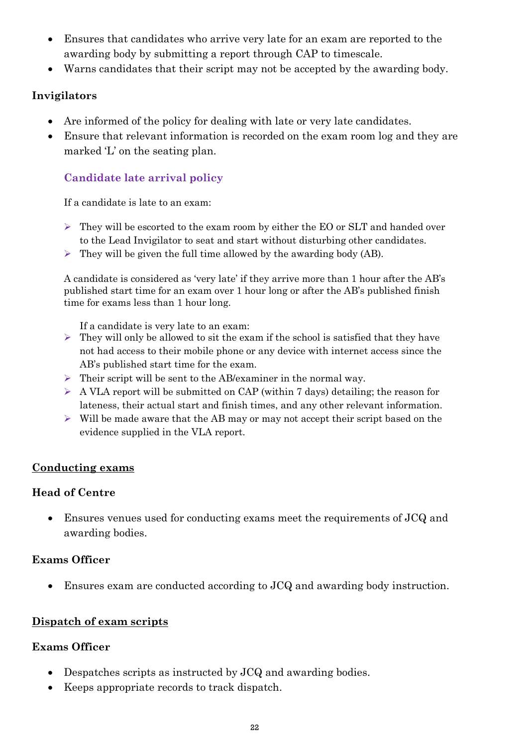- Ensures that candidates who arrive very late for an exam are reported to the awarding body by submitting a report through CAP to timescale.
- Warns candidates that their script may not be accepted by the awarding body.

### Invigilators

- Are informed of the policy for dealing with late or very late candidates.
- Ensure that relevant information is recorded on the exam room log and they are marked 'L' on the seating plan.

#### Candidate late arrival policy

If a candidate is late to an exam:

- They will be escorted to the exam room by either the EO or SLT and handed over to the Lead Invigilator to seat and start without disturbing other candidates.
- They will be given the full time allowed by the awarding body (AB).

A candidate is considered as 'very late' if they arrive more than 1 hour after the AB's published start time for an exam over 1 hour long or after the AB's published finish time for exams less than 1 hour long.

If a candidate is very late to an exam:

- They will only be allowed to sit the exam if the school is satisfied that they have not had access to their mobile phone or any device with internet access since the AB's published start time for the exam.
- Their script will be sent to the AB/examiner in the normal way.
- A VLA report will be submitted on CAP (within 7 days) detailing; the reason for lateness, their actual start and finish times, and any other relevant information.
- Will be made aware that the AB may or may not accept their script based on the evidence supplied in the VLA report.

## Conducting exams

### Head of Centre

- Ensures venues used for conducting exams meet the requirements of JCQ and awarding bodies.

### Exams Officer

- Ensures exam are conducted according to JCQ and awarding body instruction.

## Dispatch of exam scripts

### Exams Officer

- Despatches scripts as instructed by JCQ and awarding bodies.
- Keeps appropriate records to track dispatch.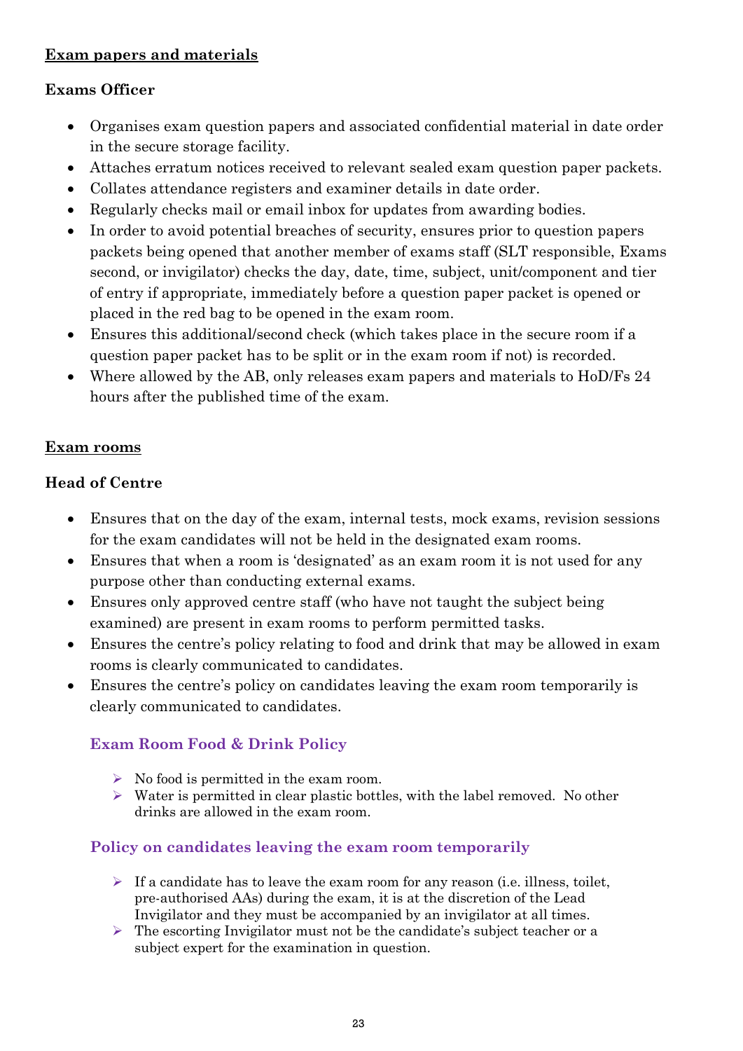**Exam papers and materials**

**Exams Officer**

- Organises exam question papers and associated confidential material in date order in the secure storage facility.
- Attaches erratum notices received to relevant sealed exam question paper packets.
- Collates attendance registers and examiner details in date order.
- Regularly checks mail or email inbox for updates from awarding bodies.
- In order to avoid potential breaches of security, ensures prior to question papers packets being opened that another member of exams staff (SLT responsible, Exams second, or invigilator) checks the day, date, time, subject, unit/component and tier of entry if appropriate, immediately before a question paper packet is opened or placed in the red bag to be opened in the exam room.
- Ensures this additional/second check (which takes place in the secure room if a question paper packet has to be split or in the exam room if not) is recorded.
- Where allowed by the AB, only releases exam papers and materials to HoD/Fs 24 hours after the published time of the exam.

**Exam rooms**

**Head of Centre**

- Ensures that on the day of the exam, internal tests, mock exams, revision sessions for the exam candidates will not be held in the designated exam rooms.
- Ensures that when a room is 'designated' as an exam room it is not used for any purpose other than conducting external exams.
- Ensures only approved centre staff (who have not taught the subject being examined) are present in exam rooms to perform permitted tasks.
- Ensures the centre's policy relating to food and drink that may be allowed in exam rooms is clearly communicated to candidates.
- Ensures the centre's policy on candidates leaving the exam room temporarily is clearly communicated to candidates.

### Exam Room Food & Drink Policy

- No food is permitted in the exam room.
- Water is permitted in clear plastic bottles, with the label removed. No other drinks are allowed in the exam room.

### Policy on candidates leaving the exam room temporarily

- If a candidate has to leave the exam room for any reason (i.e. illness, toilet, pre-authorised AAs) during the exam, it is at the discretion of the Lead Invigilator and they must be accompanied by an invigilator at all times.
- The escorting Invigilator must not be the candidate's subject teacher or a subject expert for the examination in question.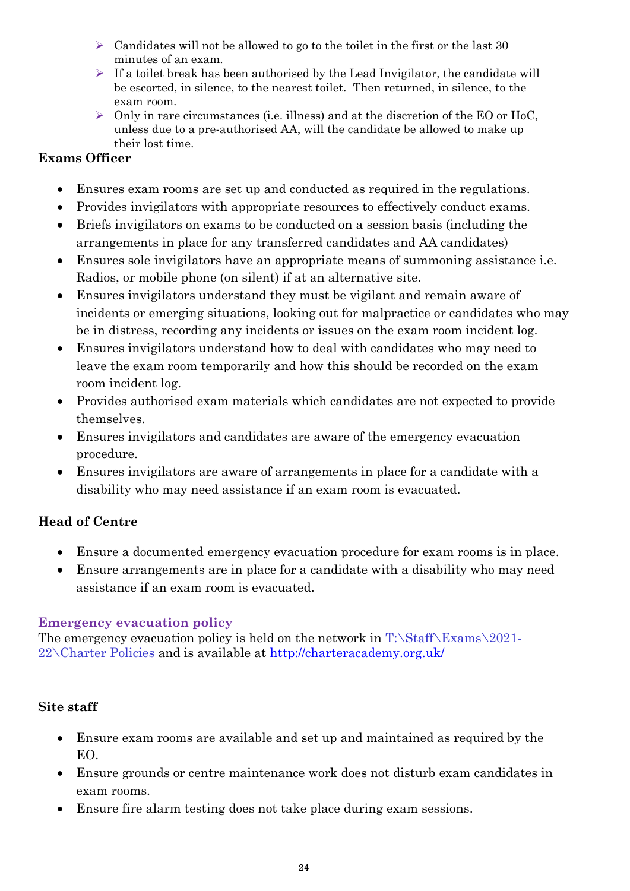- Candidates will not be allowed to go to the toilet in the first or the last 30 minutes of an exam.
- If a toilet break has been authorised by the Lead Invigilator, the candidate will be escorted, in silence, to the nearest toilet. Then returned, in silence, to the exam room.
- Only in rare circumstances (i.e. illness) and at the discretion of the EO or HoC, unless due to a pre-authorised AA, will the candidate be allowed to make up their lost time.

**Exams Officer**

- Ensures exam rooms are set up and conducted as required in the regulations.
- Provides invigilators with appropriate resources to effectively conduct exams.
- Briefs invigilators on exams to be conducted on a session basis (including the arrangements in place for any transferred candidates and AA candidates)
- Ensures sole invigilators have an appropriate means of summoning assistance i.e. Radios, or mobile phone (on silent) if at an alternative site.
- Ensures invigilators understand they must be vigilant and remain aware of incidents or emerging situations, looking out for malpractice or candidates who may be in distress, recording any incidents or issues on the exam room incident log.
- Ensures invigilators understand how to deal with candidates who may need to leave the exam room temporarily and how this should be recorded on the exam room incident log.
- Provides authorised exam materials which candidates are not expected to provide themselves.
- Ensures invigilators and candidates are aware of the emergency evacuation procedure.
- Ensures invigilators are aware of arrangements in place for a candidate with a disability who may need assistance if an exam room is evacuated.

**Head of Centre**

- Ensure a documented emergency evacuation procedure for exam rooms is in place.
- Ensure arrangements are in place for a candidate with a disability who may need assistance if an exam room is evacuated.

**Emergency evacuation policy**

The emergency evacuation policy is held on the network in T:\Staff\Exams\2021-22\Charter Policies and is available at http://charteracademy.org.uk/

**Site staff**

- Ensure exam rooms are available and set up and maintained as required by the EO.
- Ensure grounds or centre maintenance work does not disturb exam candidates in exam rooms.
- Ensure fire alarm testing does not take place during exam sessions.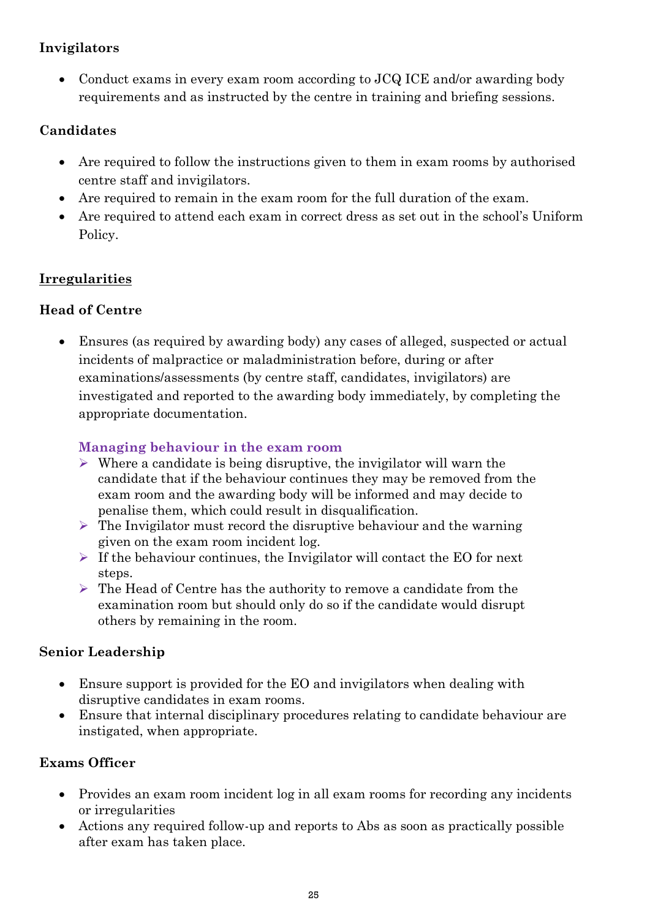**Invigilators**

- Conduct exams in every exam room according to JCQ ICE and/or awarding body requirements and as instructed by the centre in training and briefing sessions.

**Candidates**

- Are required to follow the instructions given to them in exam rooms by authorised centre staff and invigilators.
- Are required to remain in the exam room for the full duration of the exam.
- Are required to attend each exam in correct dress as set out in the school's Uniform Policy.

## Irregularities

**Head of Centre**

- Ensures (as required by awarding body) any cases of alleged, suspected or actual incidents of malpractice or maladministration before, during or after examinations/assessments (by centre staff, candidates, invigilators) are investigated and reported to the awarding body immediately, by completing the appropriate documentation.

  **Managing behaviour in the exam room**

  - Where a candidate is being disruptive, the invigilator will warn the candidate that if the behaviour continues they may be removed from the exam room and the awarding body will be informed and may decide to penalise them, which could result in disqualification.
  - The Invigilator must record the disruptive behaviour and the warning given on the exam room incident log.
  - If the behaviour continues, the Invigilator will contact the EO for next steps.
  - The Head of Centre has the authority to remove a candidate from the examination room but should only do so if the candidate would disrupt others by remaining in the room.

**Senior Leadership**

- Ensure support is provided for the EO and invigilators when dealing with disruptive candidates in exam rooms.
- Ensure that internal disciplinary procedures relating to candidate behaviour are instigated, when appropriate.

**Exams Officer**

- Provides an exam room incident log in all exam rooms for recording any incidents or irregularities
- Actions any required follow-up and reports to Abs as soon as practically possible after exam has taken place.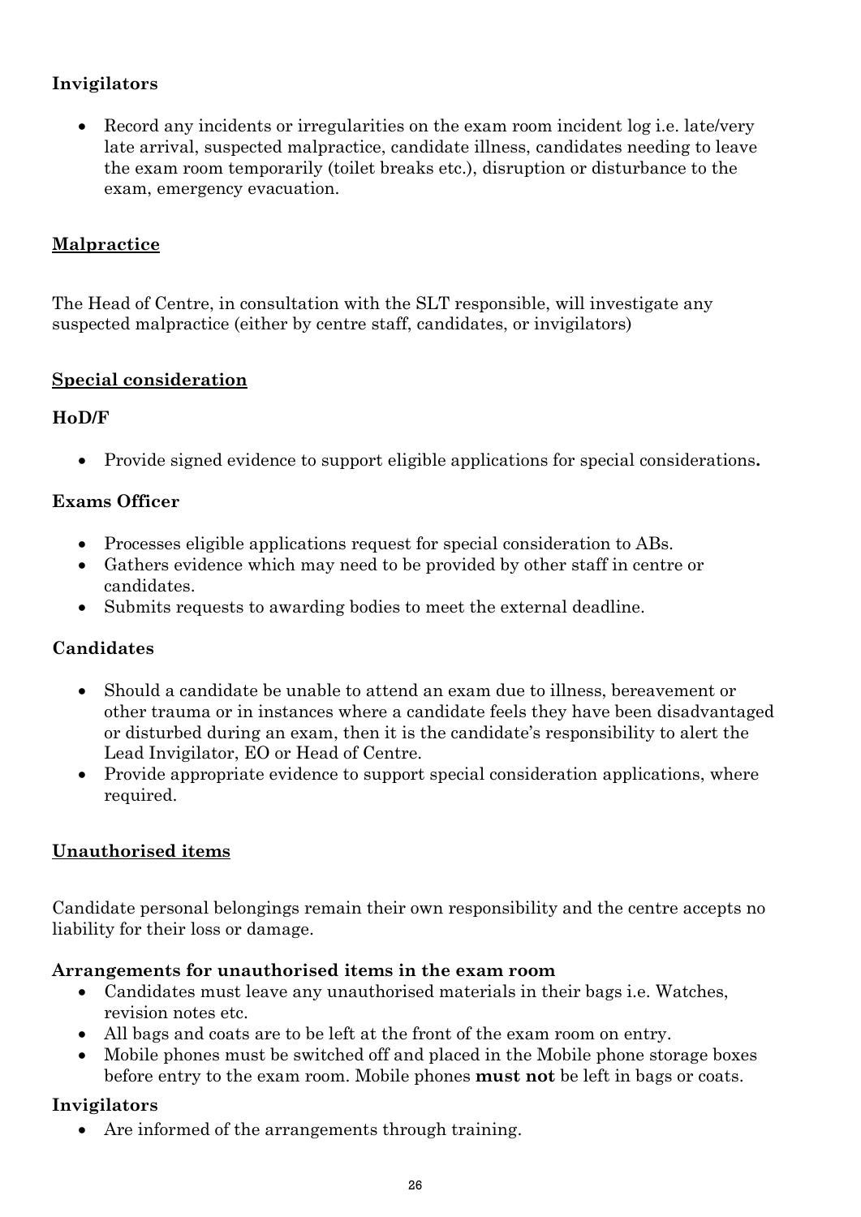**Invigilators**

- Record any incidents or irregularities on the exam room incident log i.e. late/very late arrival, suspected malpractice, candidate illness, candidates needing to leave the exam room temporarily (toilet breaks etc.), disruption or disturbance to the exam, emergency evacuation.

## Malpractice

The Head of Centre, in consultation with the SLT responsible, will investigate any suspected malpractice (either by centre staff, candidates, or invigilators)

## Special consideration

**HoD/F**

- Provide signed evidence to support eligible applications for special considerations**.**

**Exams Officer**

- Processes eligible applications request for special consideration to ABs.
- Gathers evidence which may need to be provided by other staff in centre or candidates.
- Submits requests to awarding bodies to meet the external deadline.

**Candidates**

- Should a candidate be unable to attend an exam due to illness, bereavement or other trauma or in instances where a candidate feels they have been disadvantaged or disturbed during an exam, then it is the candidate's responsibility to alert the Lead Invigilator, EO or Head of Centre.
- Provide appropriate evidence to support special consideration applications, where required.

## Unauthorised items

Candidate personal belongings remain their own responsibility and the centre accepts no liability for their loss or damage.

**Arrangements for unauthorised items in the exam room**

- Candidates must leave any unauthorised materials in their bags i.e. Watches, revision notes etc.
- All bags and coats are to be left at the front of the exam room on entry.
- Mobile phones must be switched off and placed in the Mobile phone storage boxes before entry to the exam room. Mobile phones **must not** be left in bags or coats.

**Invigilators**

- Are informed of the arrangements through training.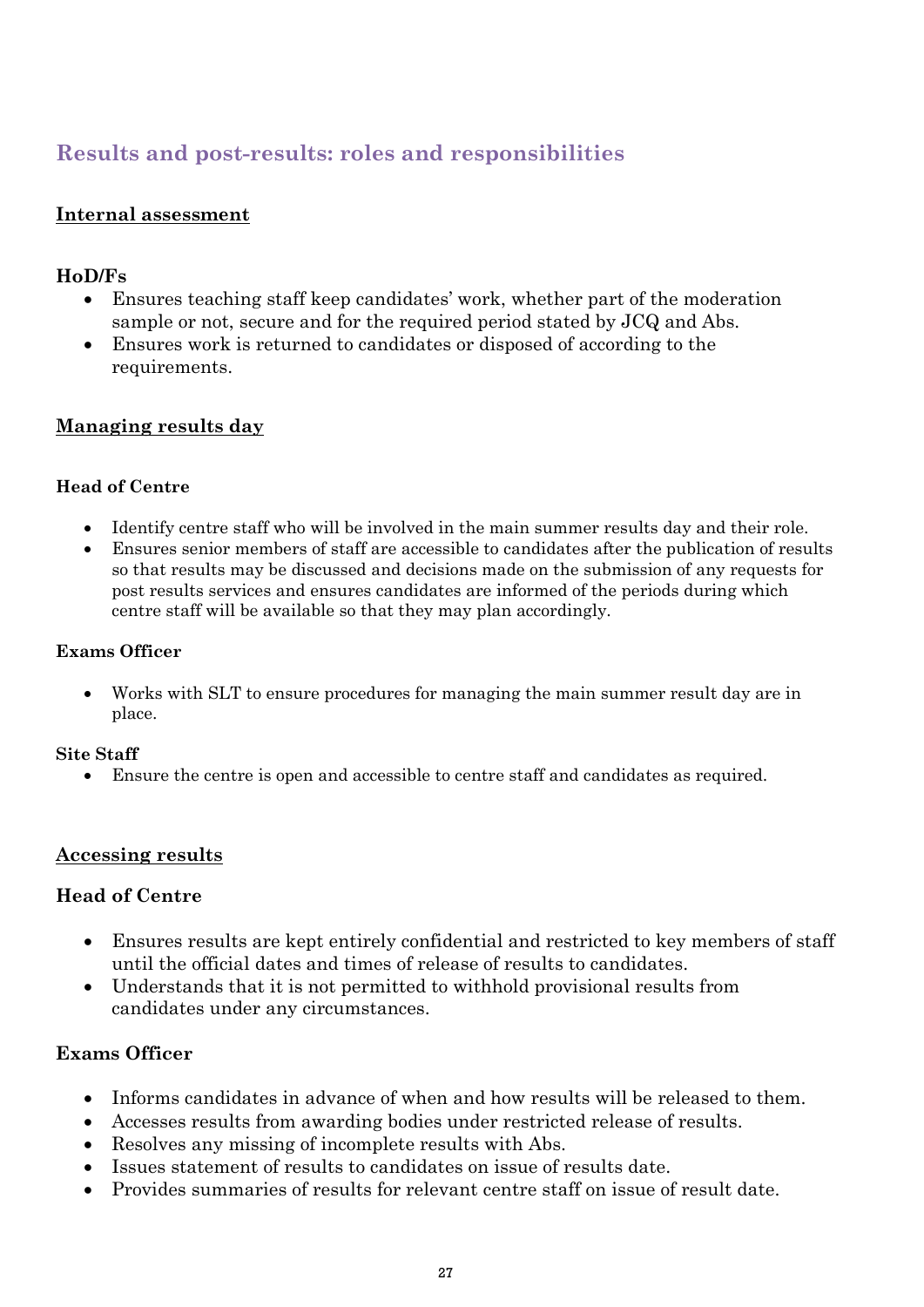## Results and post-results: roles and responsibilities

### Internal assessment

#### HoD/Fs

- Ensures teaching staff keep candidates' work, whether part of the moderation sample or not, secure and for the required period stated by JCQ and Abs.
- Ensures work is returned to candidates or disposed of according to the requirements.

### Managing results day

#### Head of Centre

- Identify centre staff who will be involved in the main summer results day and their role.
- Ensures senior members of staff are accessible to candidates after the publication of results so that results may be discussed and decisions made on the submission of any requests for post results services and ensures candidates are informed of the periods during which centre staff will be available so that they may plan accordingly.

#### Exams Officer

- Works with SLT to ensure procedures for managing the main summer result day are in place.

#### Site Staff

- Ensure the centre is open and accessible to centre staff and candidates as required.

### Accessing results

#### Head of Centre

- Ensures results are kept entirely confidential and restricted to key members of staff until the official dates and times of release of results to candidates.
- Understands that it is not permitted to withhold provisional results from candidates under any circumstances.

#### Exams Officer

- Informs candidates in advance of when and how results will be released to them.
- Accesses results from awarding bodies under restricted release of results.
- Resolves any missing of incomplete results with Abs.
- Issues statement of results to candidates on issue of results date.
- Provides summaries of results for relevant centre staff on issue of result date.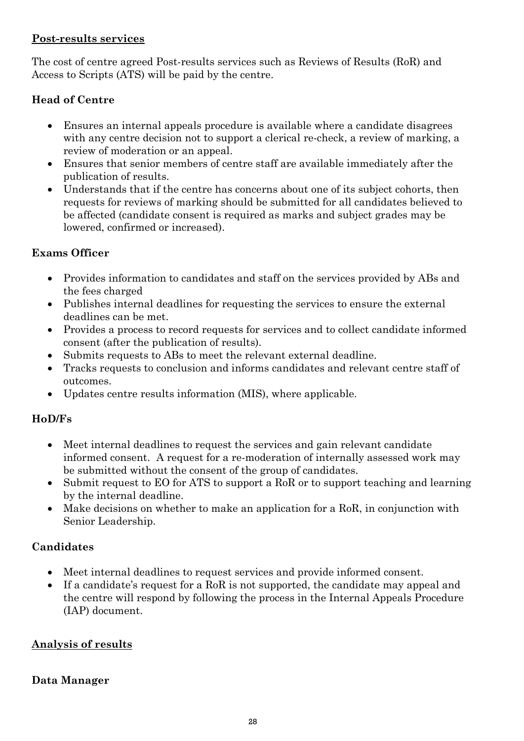## Post-results services

The cost of centre agreed Post-results services such as Reviews of Results (RoR) and Access to Scripts (ATS) will be paid by the centre.

### Head of Centre

- Ensures an internal appeals procedure is available where a candidate disagrees with any centre decision not to support a clerical re-check, a review of marking, a review of moderation or an appeal.
- Ensures that senior members of centre staff are available immediately after the publication of results.
- Understands that if the centre has concerns about one of its subject cohorts, then requests for reviews of marking should be submitted for all candidates believed to be affected (candidate consent is required as marks and subject grades may be lowered, confirmed or increased).

### Exams Officer

- Provides information to candidates and staff on the services provided by ABs and the fees charged
- Publishes internal deadlines for requesting the services to ensure the external deadlines can be met.
- Provides a process to record requests for services and to collect candidate informed consent (after the publication of results).
- Submits requests to ABs to meet the relevant external deadline.
- Tracks requests to conclusion and informs candidates and relevant centre staff of outcomes.
- Updates centre results information (MIS), where applicable.

### HoD/Fs

- Meet internal deadlines to request the services and gain relevant candidate informed consent. A request for a re-moderation of internally assessed work may be submitted without the consent of the group of candidates.
- Submit request to EO for ATS to support a RoR or to support teaching and learning by the internal deadline.
- Make decisions on whether to make an application for a RoR, in conjunction with Senior Leadership.

### Candidates

- Meet internal deadlines to request services and provide informed consent.
- If a candidate's request for a RoR is not supported, the candidate may appeal and the centre will respond by following the process in the Internal Appeals Procedure (IAP) document.

## Analysis of results

### Data Manager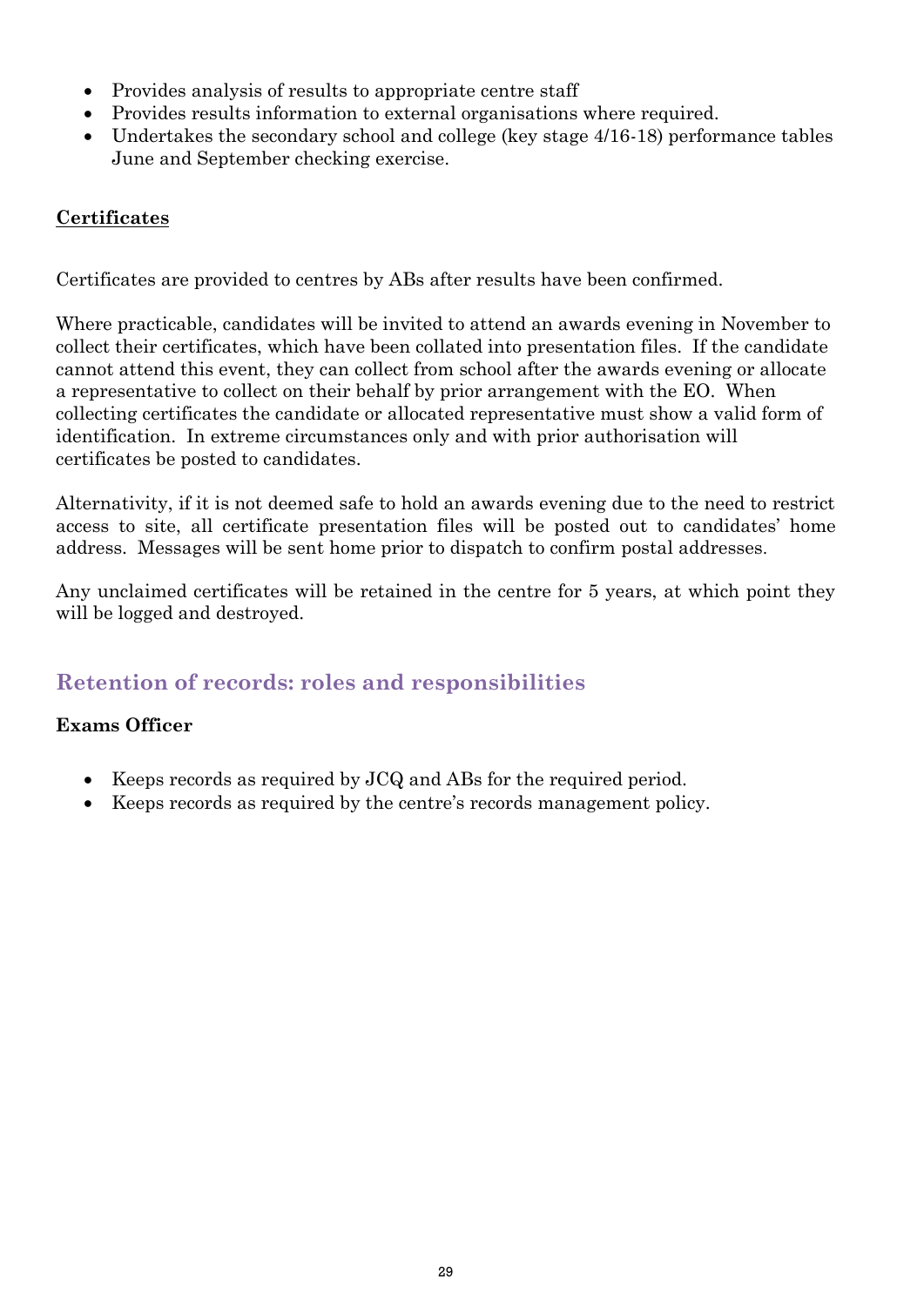- Provides analysis of results to appropriate centre staff
- Provides results information to external organisations where required.
- Undertakes the secondary school and college (key stage 4/16-18) performance tables June and September checking exercise.

**Certificates**

Certificates are provided to centres by ABs after results have been confirmed.

Where practicable, candidates will be invited to attend an awards evening in November to collect their certificates, which have been collated into presentation files. If the candidate cannot attend this event, they can collect from school after the awards evening or allocate a representative to collect on their behalf by prior arrangement with the EO. When collecting certificates the candidate or allocated representative must show a valid form of identification. In extreme circumstances only and with prior authorisation will certificates be posted to candidates.

Alternativity, if it is not deemed safe to hold an awards evening due to the need to restrict access to site, all certificate presentation files will be posted out to candidates' home address. Messages will be sent home prior to dispatch to confirm postal addresses.

Any unclaimed certificates will be retained in the centre for 5 years, at which point they will be logged and destroyed.

## Retention of records: roles and responsibilities

**Exams Officer**

- Keeps records as required by JCQ and ABs for the required period.
- Keeps records as required by the centre's records management policy.